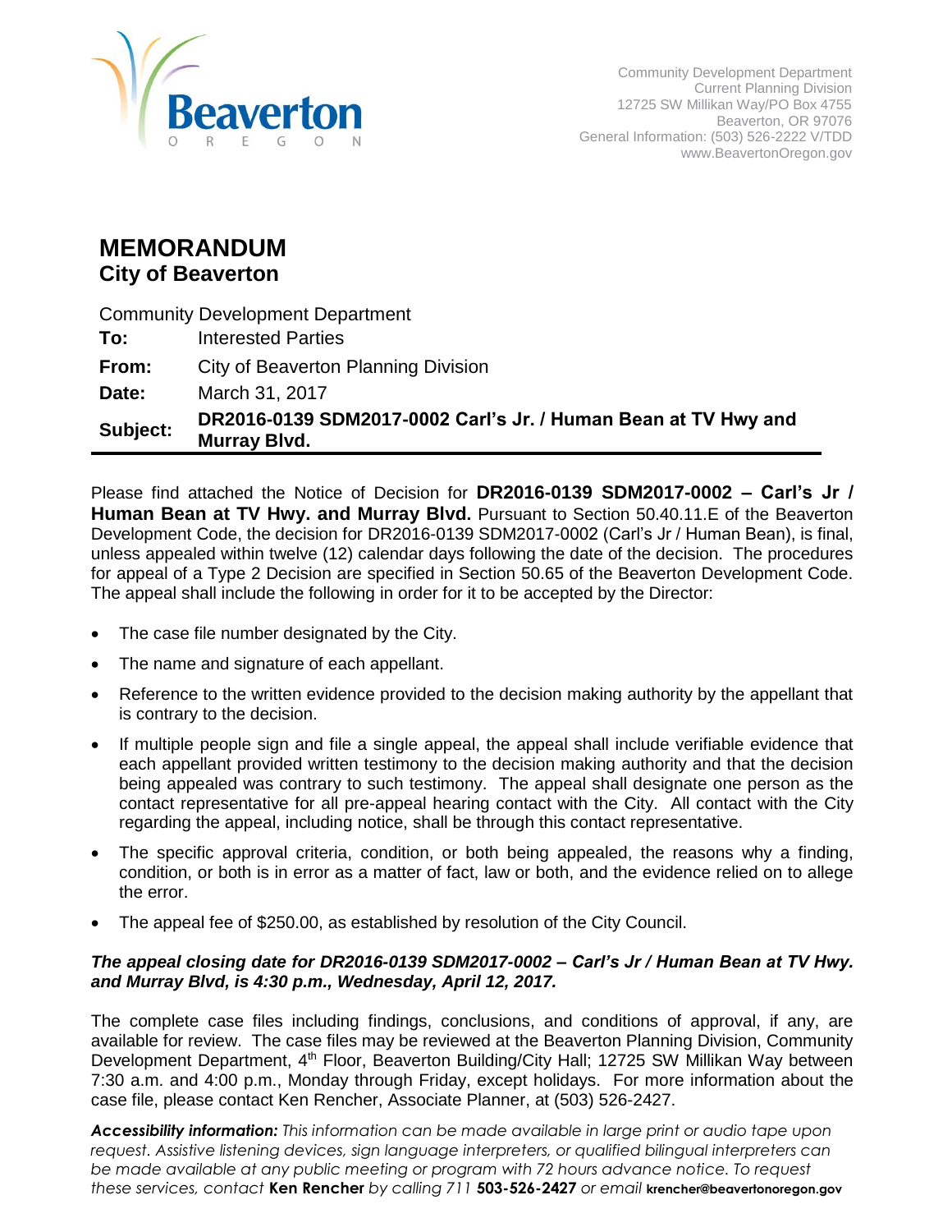Beaverton
OREGON

Community Development Department
Current Planning Division
12725 SW Millikan Way/PO Box 4755
Beaverton, OR 97076
General Information: (503) 526-2222 V/TDD
www.BeavertonOregon.gov

# MEMORANDUM
## City of Beaverton

Community Development Department

**To:** Interested Parties

**From:** City of Beaverton Planning Division

**Date:** March 31, 2017

**Subject:** **DR2016-0139 SDM2017-0002 Carl's Jr. / Human Bean at TV Hwy and Murray Blvd.**

---

Please find attached the Notice of Decision for **DR2016-0139 SDM2017-0002 – Carl's Jr / Human Bean at TV Hwy. and Murray Blvd.** Pursuant to Section 50.40.11.E of the Beaverton Development Code, the decision for DR2016-0139 SDM2017-0002 (Carl's Jr / Human Bean), is final, unless appealed within twelve (12) calendar days following the date of the decision. The procedures for appeal of a Type 2 Decision are specified in Section 50.65 of the Beaverton Development Code. The appeal shall include the following in order for it to be accepted by the Director:

- The case file number designated by the City.
- The name and signature of each appellant.
- Reference to the written evidence provided to the decision making authority by the appellant that is contrary to the decision.
- If multiple people sign and file a single appeal, the appeal shall include verifiable evidence that each appellant provided written testimony to the decision making authority and that the decision being appealed was contrary to such testimony. The appeal shall designate one person as the contact representative for all pre-appeal hearing contact with the City. All contact with the City regarding the appeal, including notice, shall be through this contact representative.
- The specific approval criteria, condition, or both being appealed, the reasons why a finding, condition, or both is in error as a matter of fact, law or both, and the evidence relied on to allege the error.
- The appeal fee of $250.00, as established by resolution of the City Council.

***The appeal closing date for DR2016-0139 SDM2017-0002 – Carl's Jr / Human Bean at TV Hwy. and Murray Blvd, is 4:30 p.m., Wednesday, April 12, 2017.***

The complete case files including findings, conclusions, and conditions of approval, if any, are available for review. The case files may be reviewed at the Beaverton Planning Division, Community Development Department, 4th Floor, Beaverton Building/City Hall; 12725 SW Millikan Way between 7:30 a.m. and 4:00 p.m., Monday through Friday, except holidays. For more information about the case file, please contact Ken Rencher, Associate Planner, at (503) 526-2427.

***Accessibility information:*** *This information can be made available in large print or audio tape upon request. Assistive listening devices, sign language interpreters, or qualified bilingual interpreters can be made available at any public meeting or program with 72 hours advance notice. To request these services, contact* **Ken Rencher** *by calling 711* **503-526-2427** *or email* **krencher@beavertonoregon.gov**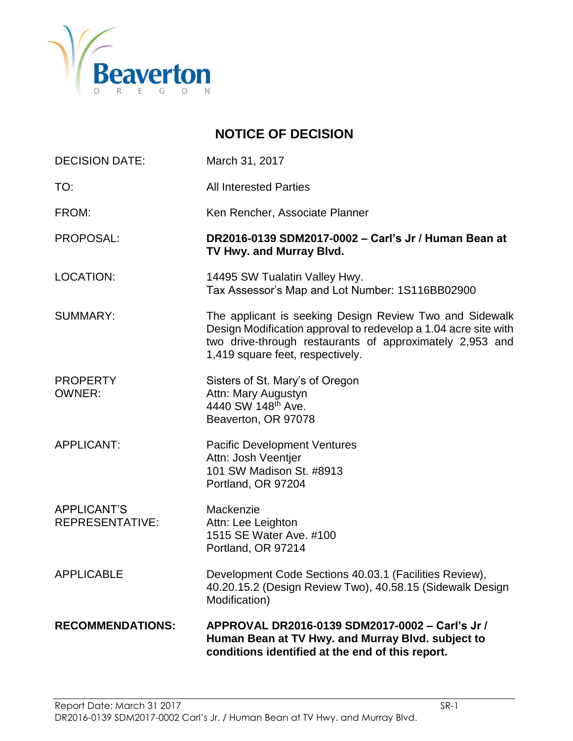# NOTICE OF DECISION

| | |
|---|---|
| DECISION DATE: | March 31, 2017 |
| TO: | All Interested Parties |
| FROM: | Ken Rencher, Associate Planner |
| PROPOSAL: | **DR2016-0139 SDM2017-0002 – Carl's Jr / Human Bean at TV Hwy. and Murray Blvd.** |
| LOCATION: | 14495 SW Tualatin Valley Hwy.<br>Tax Assessor's Map and Lot Number: 1S116BB02900 |
| SUMMARY: | The applicant is seeking Design Review Two and Sidewalk Design Modification approval to redevelop a 1.04 acre site with two drive-through restaurants of approximately 2,953 and 1,419 square feet, respectively. |
| PROPERTY OWNER: | Sisters of St. Mary's of Oregon<br>Attn: Mary Augustyn<br>4440 SW 148th Ave.<br>Beaverton, OR 97078 |
| APPLICANT: | Pacific Development Ventures<br>Attn: Josh Veentjer<br>101 SW Madison St. #8913<br>Portland, OR 97204 |
| APPLICANT'S REPRESENTATIVE: | Mackenzie<br>Attn: Lee Leighton<br>1515 SE Water Ave. #100<br>Portland, OR 97214 |
| APPLICABLE | Development Code Sections 40.03.1 (Facilities Review), 40.20.15.2 (Design Review Two), 40.58.15 (Sidewalk Design Modification) |
| **RECOMMENDATIONS:** | **APPROVAL DR2016-0139 SDM2017-0002 – Carl's Jr / Human Bean at TV Hwy. and Murray Blvd. subject to conditions identified at the end of this report.** |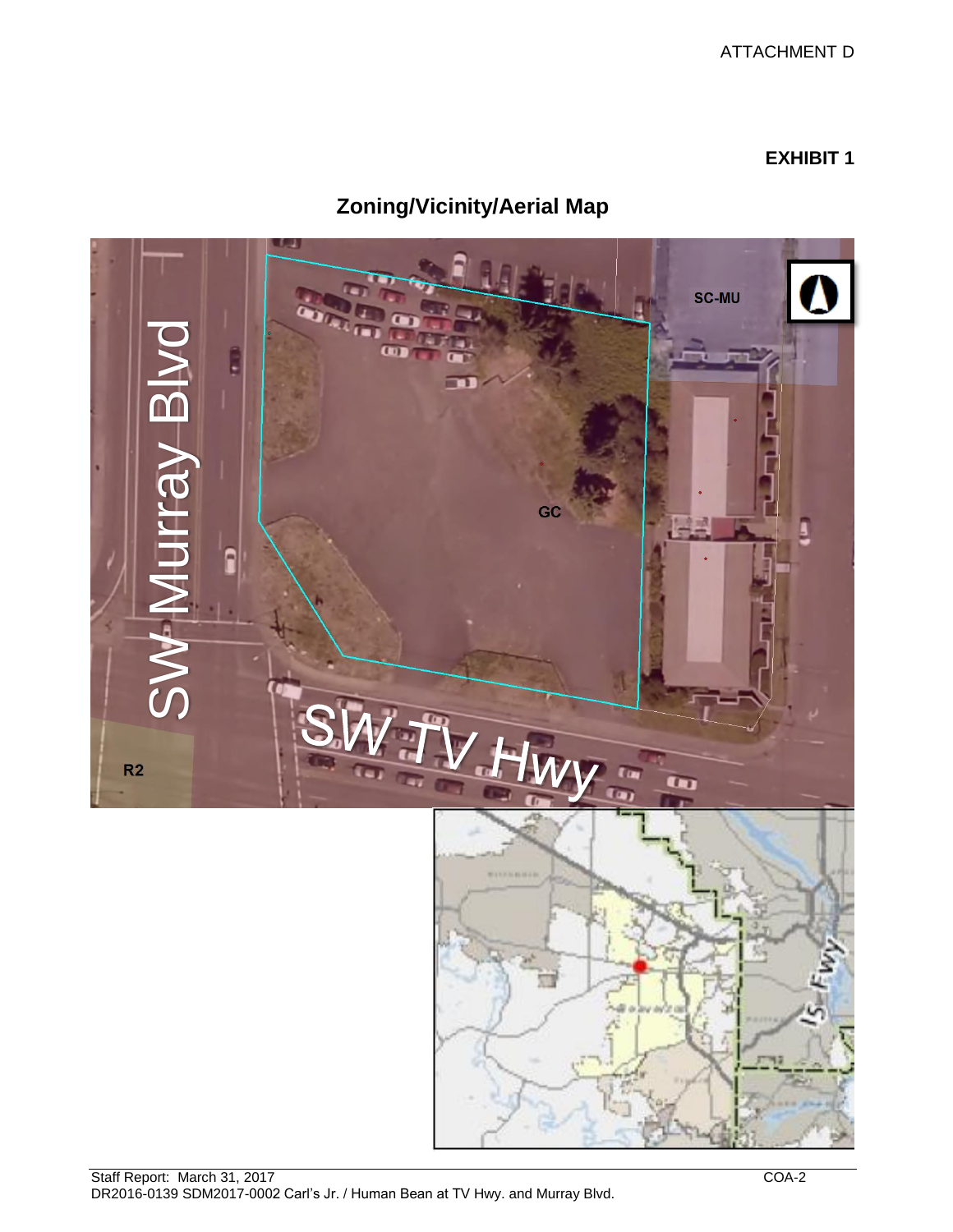ATTACHMENT D

**EXHIBIT 1**

## Zoning/Vicinity/Aerial Map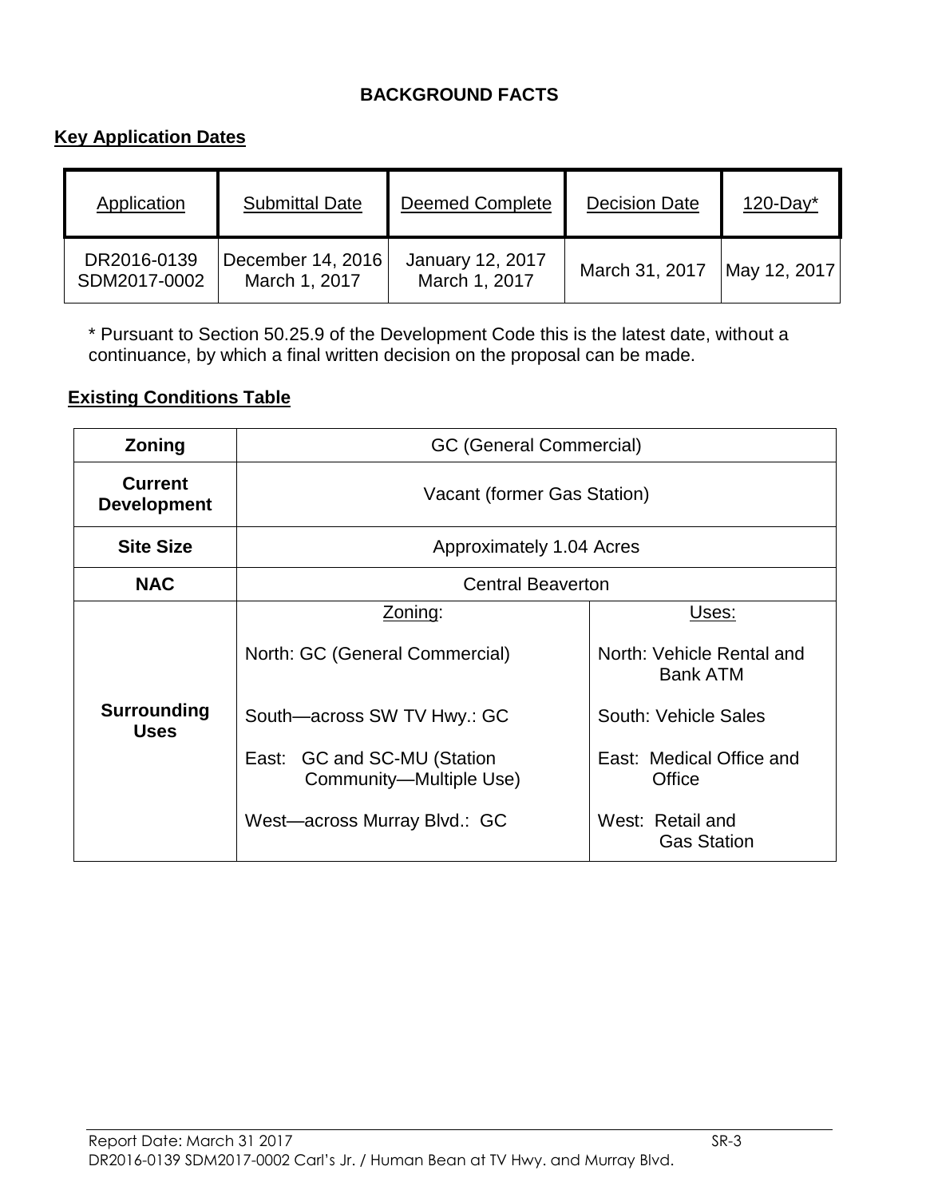## BACKGROUND FACTS

### Key Application Dates

| Application | Submittal Date | Deemed Complete | Decision Date | 120-Day* |
|---|---|---|---|---|
| DR2016-0139<br>SDM2017-0002 | December 14, 2016<br>March 1, 2017 | January 12, 2017<br>March 1, 2017 | March 31, 2017 | May 12, 2017 |

* Pursuant to Section 50.25.9 of the Development Code this is the latest date, without a continuance, by which a final written decision on the proposal can be made.

### Existing Conditions Table

| | | |
|---|---|---|
| **Zoning** | GC (General Commercial) | |
| **Current Development** | Vacant (former Gas Station) | |
| **Site Size** | Approximately 1.04 Acres | |
| **NAC** | Central Beaverton | |
| **Surrounding Uses** | Zoning: | Uses: |
| | North: GC (General Commercial) | North: Vehicle Rental and Bank ATM |
| | South—across SW TV Hwy.: GC | South: Vehicle Sales |
| | East: GC and SC-MU (Station Community—Multiple Use) | East: Medical Office and Office |
| | West—across Murray Blvd.: GC | West: Retail and Gas Station |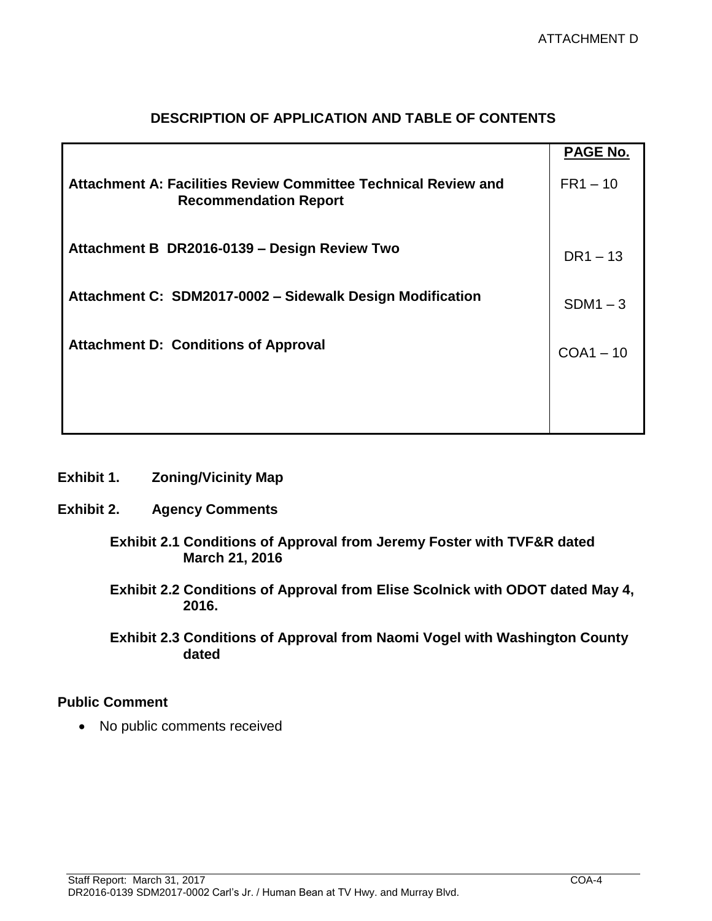ATTACHMENT D

## DESCRIPTION OF APPLICATION AND TABLE OF CONTENTS

| | **PAGE No.** |
|---|---|
| **Attachment A: Facilities Review Committee Technical Review and Recommendation Report** | FR1 – 10 |
| **Attachment B DR2016-0139 – Design Review Two** | DR1 – 13 |
| **Attachment C: SDM2017-0002 – Sidewalk Design Modification** | SDM1 – 3 |
| **Attachment D: Conditions of Approval** | COA1 – 10 |

**Exhibit 1. Zoning/Vicinity Map**

**Exhibit 2. Agency Comments**

- **Exhibit 2.1 Conditions of Approval from Jeremy Foster with TVF&R dated March 21, 2016**
- **Exhibit 2.2 Conditions of Approval from Elise Scolnick with ODOT dated May 4, 2016.**
- **Exhibit 2.3 Conditions of Approval from Naomi Vogel with Washington County dated**

### Public Comment

- No public comments received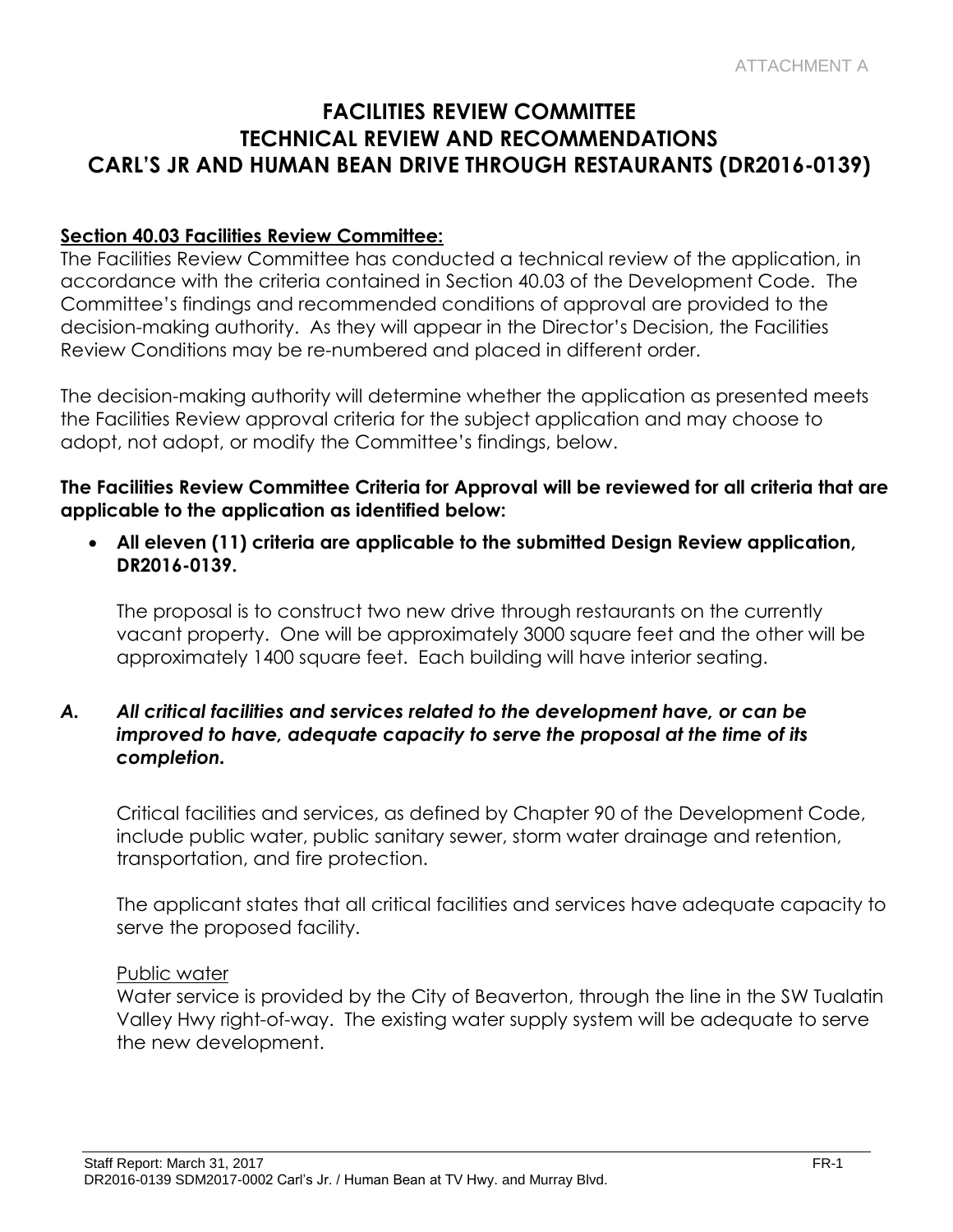ATTACHMENT A

# FACILITIES REVIEW COMMITTEE TECHNICAL REVIEW AND RECOMMENDATIONS CARL'S JR AND HUMAN BEAN DRIVE THROUGH RESTAURANTS (DR2016-0139)

## Section 40.03 Facilities Review Committee:

The Facilities Review Committee has conducted a technical review of the application, in accordance with the criteria contained in Section 40.03 of the Development Code. The Committee's findings and recommended conditions of approval are provided to the decision-making authority. As they will appear in the Director's Decision, the Facilities Review Conditions may be re-numbered and placed in different order.

The decision-making authority will determine whether the application as presented meets the Facilities Review approval criteria for the subject application and may choose to adopt, not adopt, or modify the Committee's findings, below.

**The Facilities Review Committee Criteria for Approval will be reviewed for all criteria that are applicable to the application as identified below:**

- **All eleven (11) criteria are applicable to the submitted Design Review application, DR2016-0139.**

  The proposal is to construct two new drive through restaurants on the currently vacant property. One will be approximately 3000 square feet and the other will be approximately 1400 square feet. Each building will have interior seating.

### *A. All critical facilities and services related to the development have, or can be improved to have, adequate capacity to serve the proposal at the time of its completion.*

Critical facilities and services, as defined by Chapter 90 of the Development Code, include public water, public sanitary sewer, storm water drainage and retention, transportation, and fire protection.

The applicant states that all critical facilities and services have adequate capacity to serve the proposed facility.

Public water

Water service is provided by the City of Beaverton, through the line in the SW Tualatin Valley Hwy right-of-way. The existing water supply system will be adequate to serve the new development.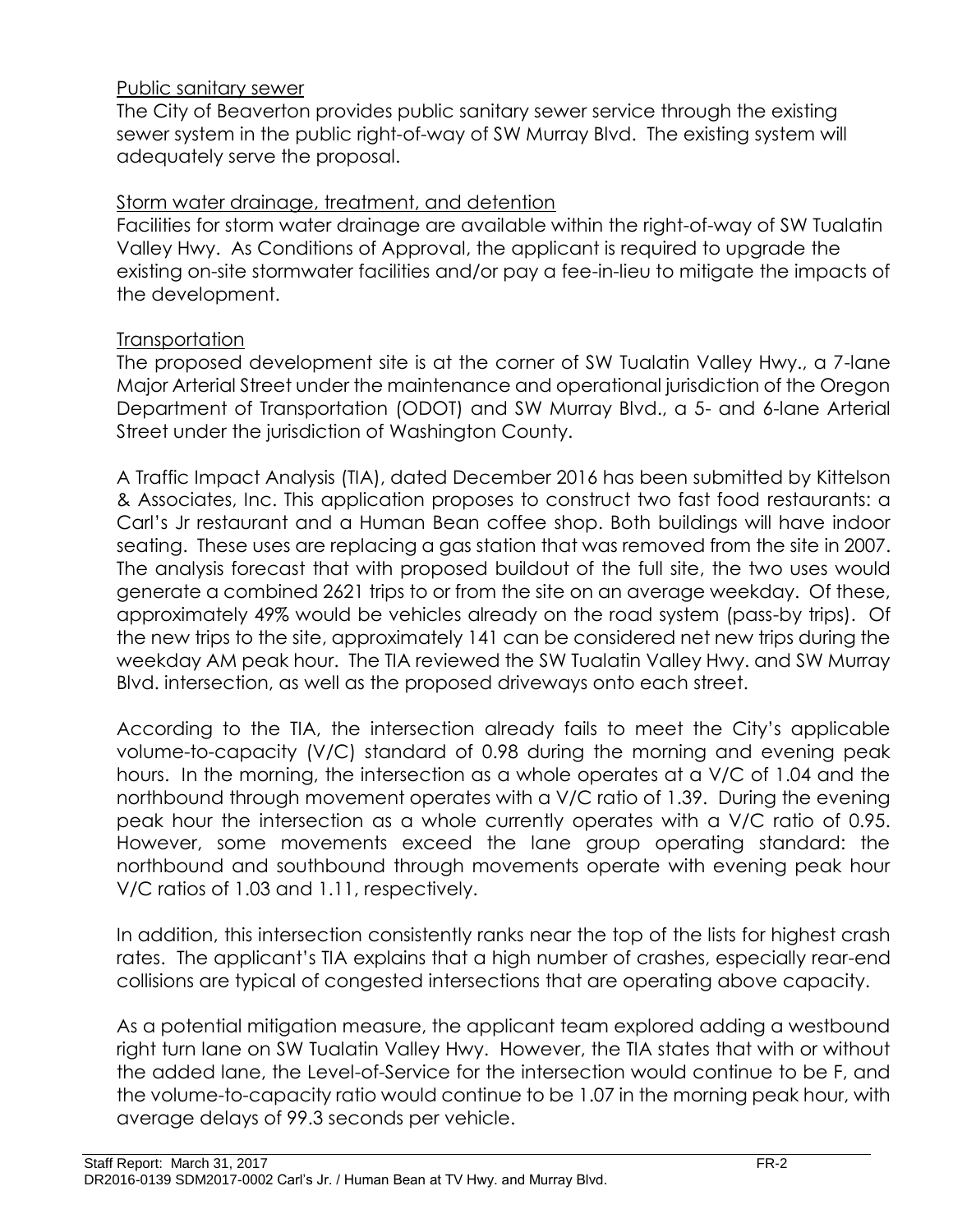Public sanitary sewer

The City of Beaverton provides public sanitary sewer service through the existing sewer system in the public right-of-way of SW Murray Blvd. The existing system will adequately serve the proposal.

Storm water drainage, treatment, and detention

Facilities for storm water drainage are available within the right-of-way of SW Tualatin Valley Hwy. As Conditions of Approval, the applicant is required to upgrade the existing on-site stormwater facilities and/or pay a fee-in-lieu to mitigate the impacts of the development.

Transportation

The proposed development site is at the corner of SW Tualatin Valley Hwy., a 7-lane Major Arterial Street under the maintenance and operational jurisdiction of the Oregon Department of Transportation (ODOT) and SW Murray Blvd., a 5- and 6-lane Arterial Street under the jurisdiction of Washington County.

A Traffic Impact Analysis (TIA), dated December 2016 has been submitted by Kittelson & Associates, Inc. This application proposes to construct two fast food restaurants: a Carl's Jr restaurant and a Human Bean coffee shop. Both buildings will have indoor seating. These uses are replacing a gas station that was removed from the site in 2007. The analysis forecast that with proposed buildout of the full site, the two uses would generate a combined 2621 trips to or from the site on an average weekday. Of these, approximately 49% would be vehicles already on the road system (pass-by trips). Of the new trips to the site, approximately 141 can be considered net new trips during the weekday AM peak hour. The TIA reviewed the SW Tualatin Valley Hwy. and SW Murray Blvd. intersection, as well as the proposed driveways onto each street.

According to the TIA, the intersection already fails to meet the City's applicable volume-to-capacity (V/C) standard of 0.98 during the morning and evening peak hours. In the morning, the intersection as a whole operates at a V/C of 1.04 and the northbound through movement operates with a V/C ratio of 1.39. During the evening peak hour the intersection as a whole currently operates with a V/C ratio of 0.95. However, some movements exceed the lane group operating standard: the northbound and southbound through movements operate with evening peak hour V/C ratios of 1.03 and 1.11, respectively.

In addition, this intersection consistently ranks near the top of the lists for highest crash rates. The applicant's TIA explains that a high number of crashes, especially rear-end collisions are typical of congested intersections that are operating above capacity.

As a potential mitigation measure, the applicant team explored adding a westbound right turn lane on SW Tualatin Valley Hwy. However, the TIA states that with or without the added lane, the Level-of-Service for the intersection would continue to be F, and the volume-to-capacity ratio would continue to be 1.07 in the morning peak hour, with average delays of 99.3 seconds per vehicle.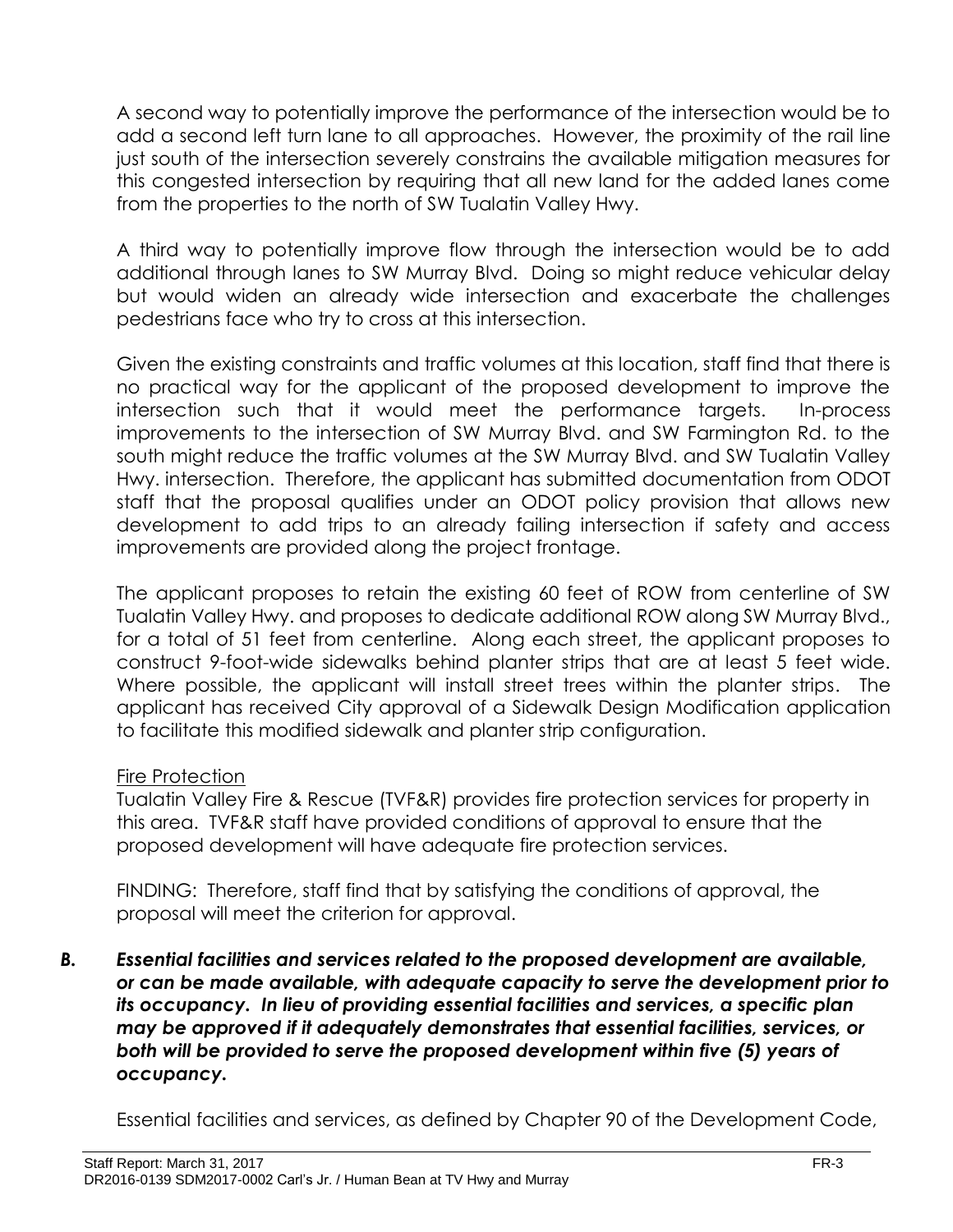A second way to potentially improve the performance of the intersection would be to add a second left turn lane to all approaches. However, the proximity of the rail line just south of the intersection severely constrains the available mitigation measures for this congested intersection by requiring that all new land for the added lanes come from the properties to the north of SW Tualatin Valley Hwy.

A third way to potentially improve flow through the intersection would be to add additional through lanes to SW Murray Blvd. Doing so might reduce vehicular delay but would widen an already wide intersection and exacerbate the challenges pedestrians face who try to cross at this intersection.

Given the existing constraints and traffic volumes at this location, staff find that there is no practical way for the applicant of the proposed development to improve the intersection such that it would meet the performance targets. In-process improvements to the intersection of SW Murray Blvd. and SW Farmington Rd. to the south might reduce the traffic volumes at the SW Murray Blvd. and SW Tualatin Valley Hwy. intersection. Therefore, the applicant has submitted documentation from ODOT staff that the proposal qualifies under an ODOT policy provision that allows new development to add trips to an already failing intersection if safety and access improvements are provided along the project frontage.

The applicant proposes to retain the existing 60 feet of ROW from centerline of SW Tualatin Valley Hwy. and proposes to dedicate additional ROW along SW Murray Blvd., for a total of 51 feet from centerline. Along each street, the applicant proposes to construct 9-foot-wide sidewalks behind planter strips that are at least 5 feet wide. Where possible, the applicant will install street trees within the planter strips. The applicant has received City approval of a Sidewalk Design Modification application to facilitate this modified sidewalk and planter strip configuration.

Fire Protection

Tualatin Valley Fire & Rescue (TVF&R) provides fire protection services for property in this area. TVF&R staff have provided conditions of approval to ensure that the proposed development will have adequate fire protection services.

FINDING: Therefore, staff find that by satisfying the conditions of approval, the proposal will meet the criterion for approval.

***B. Essential facilities and services related to the proposed development are available, or can be made available, with adequate capacity to serve the development prior to its occupancy. In lieu of providing essential facilities and services, a specific plan may be approved if it adequately demonstrates that essential facilities, services, or both will be provided to serve the proposed development within five (5) years of occupancy.***

Essential facilities and services, as defined by Chapter 90 of the Development Code,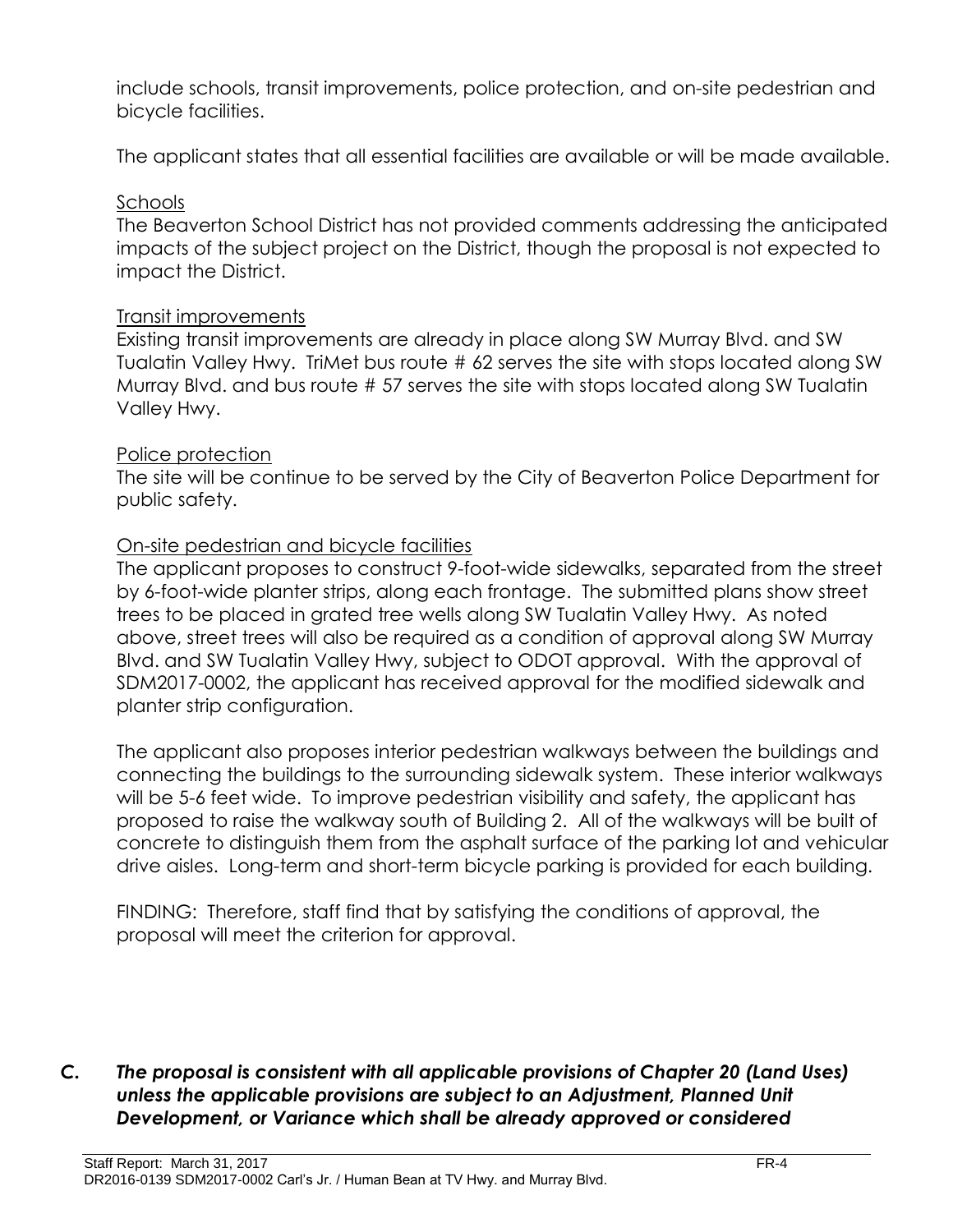include schools, transit improvements, police protection, and on-site pedestrian and bicycle facilities.

The applicant states that all essential facilities are available or will be made available.

Schools

The Beaverton School District has not provided comments addressing the anticipated impacts of the subject project on the District, though the proposal is not expected to impact the District.

Transit improvements

Existing transit improvements are already in place along SW Murray Blvd. and SW Tualatin Valley Hwy. TriMet bus route # 62 serves the site with stops located along SW Murray Blvd. and bus route # 57 serves the site with stops located along SW Tualatin Valley Hwy.

Police protection

The site will be continue to be served by the City of Beaverton Police Department for public safety.

On-site pedestrian and bicycle facilities

The applicant proposes to construct 9-foot-wide sidewalks, separated from the street by 6-foot-wide planter strips, along each frontage. The submitted plans show street trees to be placed in grated tree wells along SW Tualatin Valley Hwy. As noted above, street trees will also be required as a condition of approval along SW Murray Blvd. and SW Tualatin Valley Hwy, subject to ODOT approval. With the approval of SDM2017-0002, the applicant has received approval for the modified sidewalk and planter strip configuration.

The applicant also proposes interior pedestrian walkways between the buildings and connecting the buildings to the surrounding sidewalk system. These interior walkways will be 5-6 feet wide. To improve pedestrian visibility and safety, the applicant has proposed to raise the walkway south of Building 2. All of the walkways will be built of concrete to distinguish them from the asphalt surface of the parking lot and vehicular drive aisles. Long-term and short-term bicycle parking is provided for each building.

FINDING: Therefore, staff find that by satisfying the conditions of approval, the proposal will meet the criterion for approval.

***C. The proposal is consistent with all applicable provisions of Chapter 20 (Land Uses) unless the applicable provisions are subject to an Adjustment, Planned Unit Development, or Variance which shall be already approved or considered***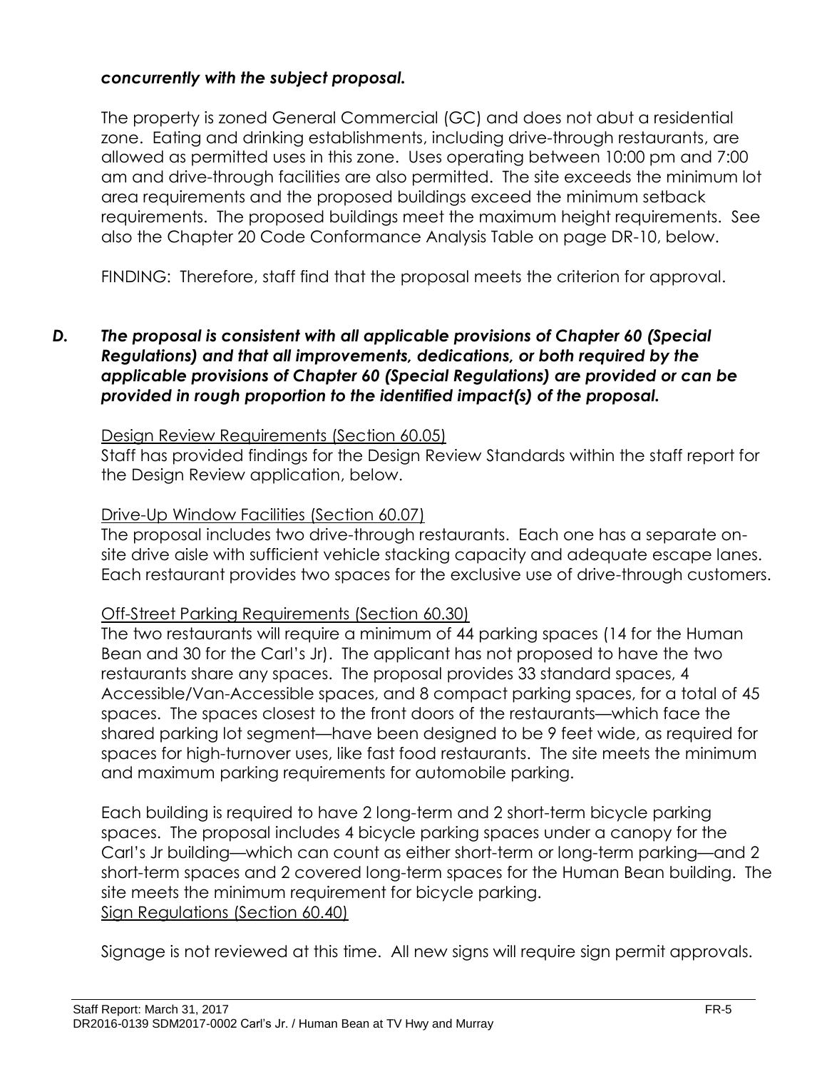***concurrently with the subject proposal.***

The property is zoned General Commercial (GC) and does not abut a residential zone. Eating and drinking establishments, including drive-through restaurants, are allowed as permitted uses in this zone. Uses operating between 10:00 pm and 7:00 am and drive-through facilities are also permitted. The site exceeds the minimum lot area requirements and the proposed buildings exceed the minimum setback requirements. The proposed buildings meet the maximum height requirements. See also the Chapter 20 Code Conformance Analysis Table on page DR-10, below.

FINDING: Therefore, staff find that the proposal meets the criterion for approval.

***D. The proposal is consistent with all applicable provisions of Chapter 60 (Special Regulations) and that all improvements, dedications, or both required by the applicable provisions of Chapter 60 (Special Regulations) are provided or can be provided in rough proportion to the identified impact(s) of the proposal.***

<u>Design Review Requirements (Section 60.05)</u>
Staff has provided findings for the Design Review Standards within the staff report for the Design Review application, below.

<u>Drive-Up Window Facilities (Section 60.07)</u>
The proposal includes two drive-through restaurants. Each one has a separate on-site drive aisle with sufficient vehicle stacking capacity and adequate escape lanes. Each restaurant provides two spaces for the exclusive use of drive-through customers.

<u>Off-Street Parking Requirements (Section 60.30)</u>
The two restaurants will require a minimum of 44 parking spaces (14 for the Human Bean and 30 for the Carl's Jr). The applicant has not proposed to have the two restaurants share any spaces. The proposal provides 33 standard spaces, 4 Accessible/Van-Accessible spaces, and 8 compact parking spaces, for a total of 45 spaces. The spaces closest to the front doors of the restaurants—which face the shared parking lot segment—have been designed to be 9 feet wide, as required for spaces for high-turnover uses, like fast food restaurants. The site meets the minimum and maximum parking requirements for automobile parking.

Each building is required to have 2 long-term and 2 short-term bicycle parking spaces. The proposal includes 4 bicycle parking spaces under a canopy for the Carl's Jr building—which can count as either short-term or long-term parking—and 2 short-term spaces and 2 covered long-term spaces for the Human Bean building. The site meets the minimum requirement for bicycle parking.

<u>Sign Regulations (Section 60.40)</u>

Signage is not reviewed at this time. All new signs will require sign permit approvals.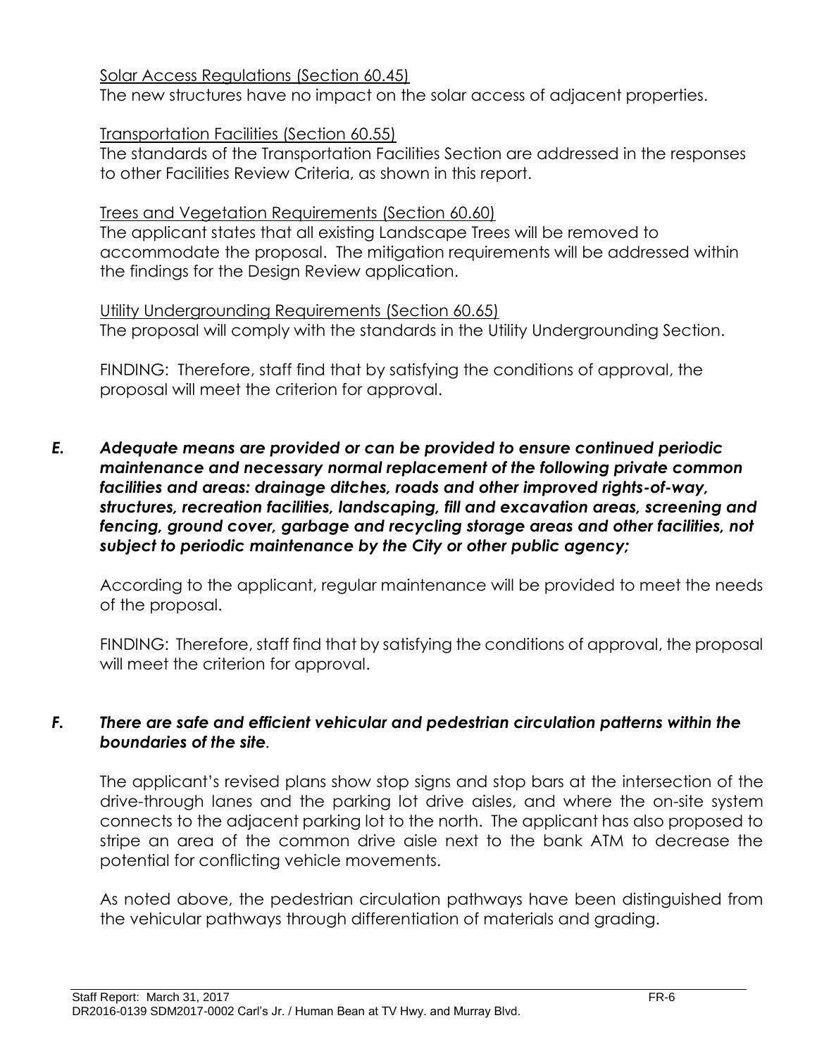Solar Access Regulations (Section 60.45)

The new structures have no impact on the solar access of adjacent properties.

Transportation Facilities (Section 60.55)

The standards of the Transportation Facilities Section are addressed in the responses to other Facilities Review Criteria, as shown in this report.

Trees and Vegetation Requirements (Section 60.60)

The applicant states that all existing Landscape Trees will be removed to accommodate the proposal. The mitigation requirements will be addressed within the findings for the Design Review application.

Utility Undergrounding Requirements (Section 60.65)

The proposal will comply with the standards in the Utility Undergrounding Section.

FINDING: Therefore, staff find that by satisfying the conditions of approval, the proposal will meet the criterion for approval.

***E. Adequate means are provided or can be provided to ensure continued periodic maintenance and necessary normal replacement of the following private common facilities and areas: drainage ditches, roads and other improved rights-of-way, structures, recreation facilities, landscaping, fill and excavation areas, screening and fencing, ground cover, garbage and recycling storage areas and other facilities, not subject to periodic maintenance by the City or other public agency;***

According to the applicant, regular maintenance will be provided to meet the needs of the proposal.

FINDING: Therefore, staff find that by satisfying the conditions of approval, the proposal will meet the criterion for approval.

***F. There are safe and efficient vehicular and pedestrian circulation patterns within the boundaries of the site.***

The applicant's revised plans show stop signs and stop bars at the intersection of the drive-through lanes and the parking lot drive aisles, and where the on-site system connects to the adjacent parking lot to the north. The applicant has also proposed to stripe an area of the common drive aisle next to the bank ATM to decrease the potential for conflicting vehicle movements.

As noted above, the pedestrian circulation pathways have been distinguished from the vehicular pathways through differentiation of materials and grading.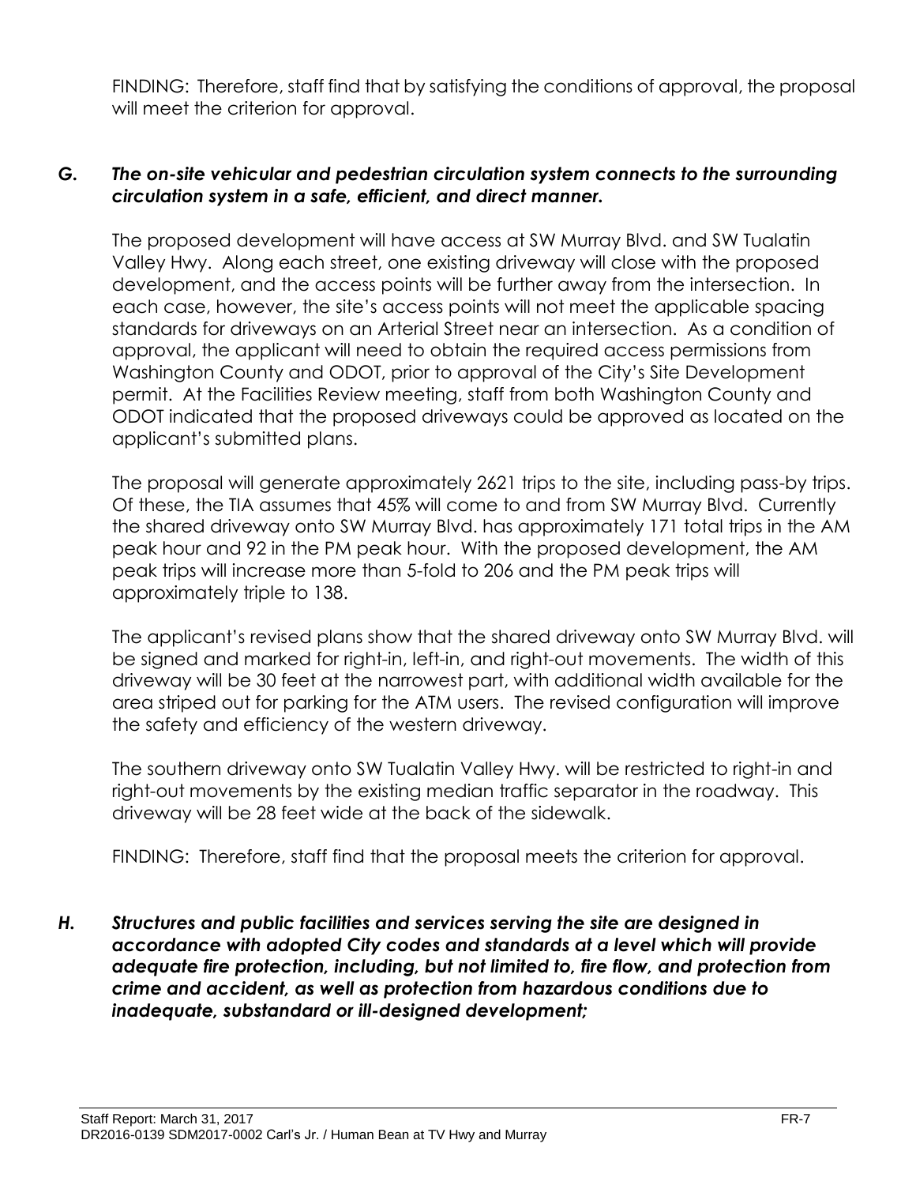FINDING: Therefore, staff find that by satisfying the conditions of approval, the proposal will meet the criterion for approval.

***G. The on-site vehicular and pedestrian circulation system connects to the surrounding circulation system in a safe, efficient, and direct manner.***

The proposed development will have access at SW Murray Blvd. and SW Tualatin Valley Hwy. Along each street, one existing driveway will close with the proposed development, and the access points will be further away from the intersection. In each case, however, the site's access points will not meet the applicable spacing standards for driveways on an Arterial Street near an intersection. As a condition of approval, the applicant will need to obtain the required access permissions from Washington County and ODOT, prior to approval of the City's Site Development permit. At the Facilities Review meeting, staff from both Washington County and ODOT indicated that the proposed driveways could be approved as located on the applicant's submitted plans.

The proposal will generate approximately 2621 trips to the site, including pass-by trips. Of these, the TIA assumes that 45% will come to and from SW Murray Blvd. Currently the shared driveway onto SW Murray Blvd. has approximately 171 total trips in the AM peak hour and 92 in the PM peak hour. With the proposed development, the AM peak trips will increase more than 5-fold to 206 and the PM peak trips will approximately triple to 138.

The applicant's revised plans show that the shared driveway onto SW Murray Blvd. will be signed and marked for right-in, left-in, and right-out movements. The width of this driveway will be 30 feet at the narrowest part, with additional width available for the area striped out for parking for the ATM users. The revised configuration will improve the safety and efficiency of the western driveway.

The southern driveway onto SW Tualatin Valley Hwy. will be restricted to right-in and right-out movements by the existing median traffic separator in the roadway. This driveway will be 28 feet wide at the back of the sidewalk.

FINDING: Therefore, staff find that the proposal meets the criterion for approval.

***H. Structures and public facilities and services serving the site are designed in accordance with adopted City codes and standards at a level which will provide adequate fire protection, including, but not limited to, fire flow, and protection from crime and accident, as well as protection from hazardous conditions due to inadequate, substandard or ill-designed development;***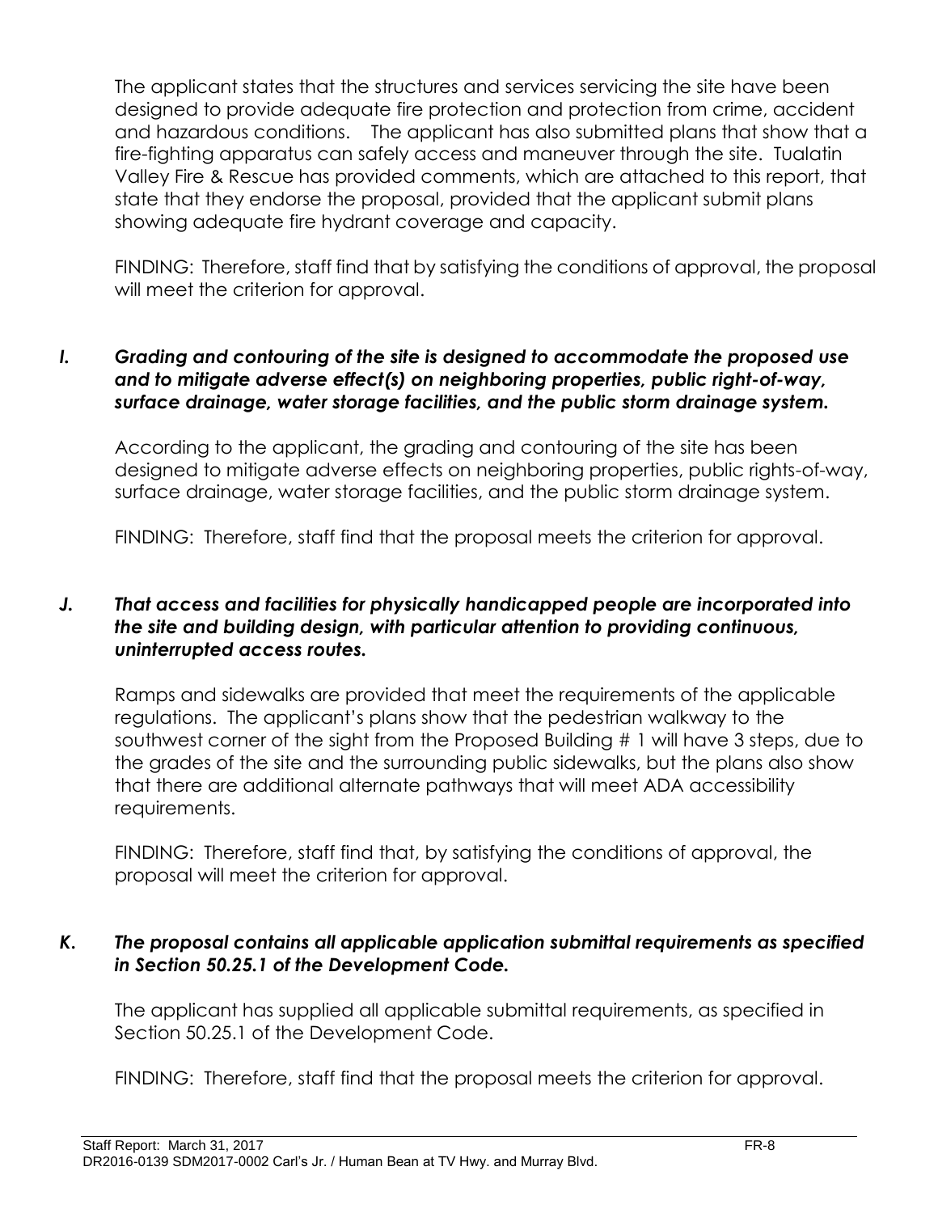The applicant states that the structures and services servicing the site have been designed to provide adequate fire protection and protection from crime, accident and hazardous conditions. The applicant has also submitted plans that show that a fire-fighting apparatus can safely access and maneuver through the site. Tualatin Valley Fire & Rescue has provided comments, which are attached to this report, that state that they endorse the proposal, provided that the applicant submit plans showing adequate fire hydrant coverage and capacity.

FINDING: Therefore, staff find that by satisfying the conditions of approval, the proposal will meet the criterion for approval.

***I. Grading and contouring of the site is designed to accommodate the proposed use and to mitigate adverse effect(s) on neighboring properties, public right-of-way, surface drainage, water storage facilities, and the public storm drainage system.***

According to the applicant, the grading and contouring of the site has been designed to mitigate adverse effects on neighboring properties, public rights-of-way, surface drainage, water storage facilities, and the public storm drainage system.

FINDING: Therefore, staff find that the proposal meets the criterion for approval.

***J. That access and facilities for physically handicapped people are incorporated into the site and building design, with particular attention to providing continuous, uninterrupted access routes.***

Ramps and sidewalks are provided that meet the requirements of the applicable regulations. The applicant's plans show that the pedestrian walkway to the southwest corner of the sight from the Proposed Building # 1 will have 3 steps, due to the grades of the site and the surrounding public sidewalks, but the plans also show that there are additional alternate pathways that will meet ADA accessibility requirements.

FINDING: Therefore, staff find that, by satisfying the conditions of approval, the proposal will meet the criterion for approval.

***K. The proposal contains all applicable application submittal requirements as specified in Section 50.25.1 of the Development Code.***

The applicant has supplied all applicable submittal requirements, as specified in Section 50.25.1 of the Development Code.

FINDING: Therefore, staff find that the proposal meets the criterion for approval.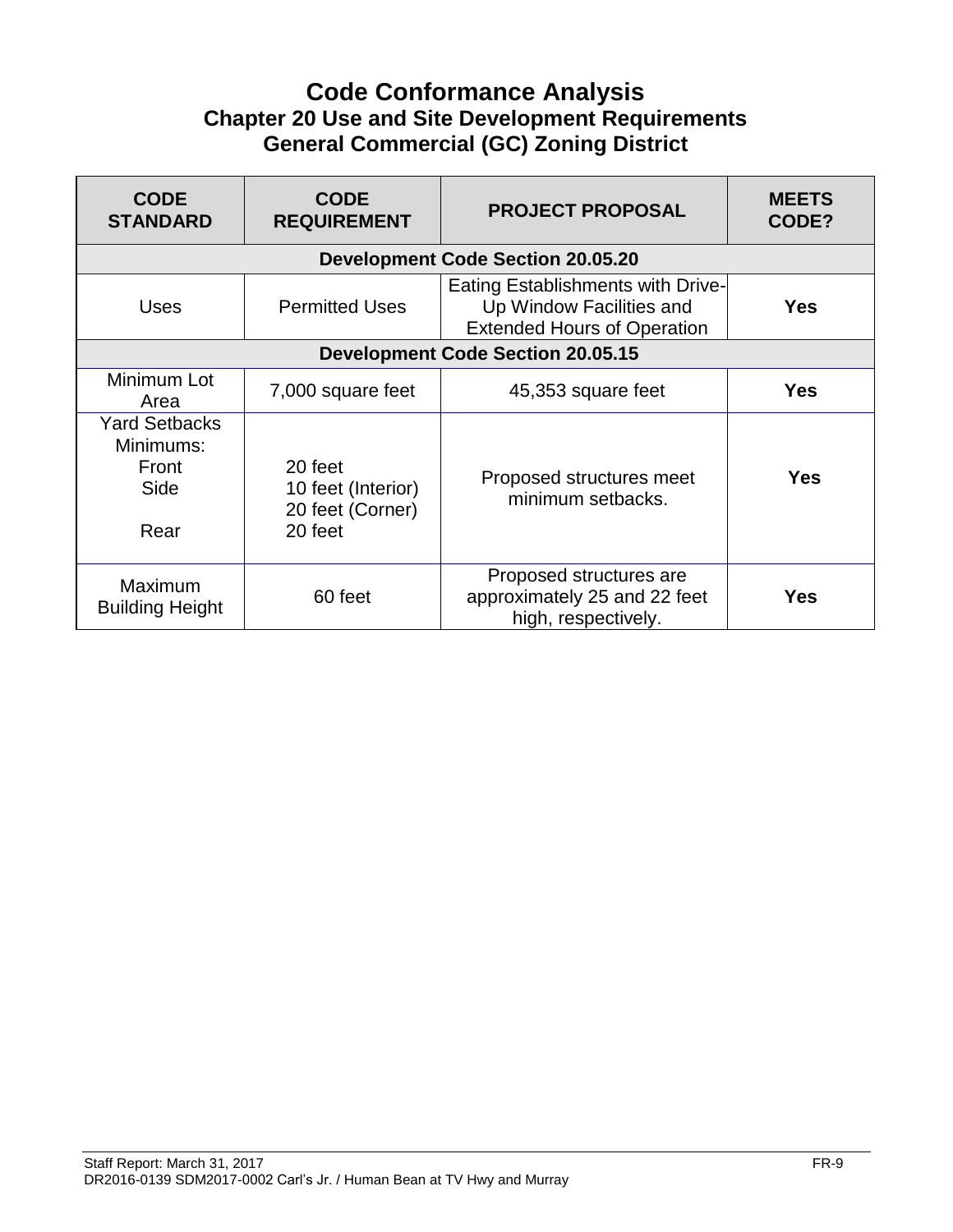# Code Conformance Analysis

## Chapter 20 Use and Site Development Requirements

## General Commercial (GC) Zoning District

| CODE STANDARD | CODE REQUIREMENT | PROJECT PROPOSAL | MEETS CODE? |
|---|---|---|---|
| **Development Code Section 20.05.20** | | | |
| Uses | Permitted Uses | Eating Establishments with Drive-Up Window Facilities and Extended Hours of Operation | **Yes** |
| **Development Code Section 20.05.15** | | | |
| Minimum Lot Area | 7,000 square feet | 45,353 square feet | **Yes** |
| Yard Setbacks Minimums:<br>Front<br>Side<br><br>Rear | <br><br>20 feet<br>10 feet (Interior)<br>20 feet (Corner)<br>20 feet | Proposed structures meet minimum setbacks. | **Yes** |
| Maximum Building Height | 60 feet | Proposed structures are approximately 25 and 22 feet high, respectively. | **Yes** |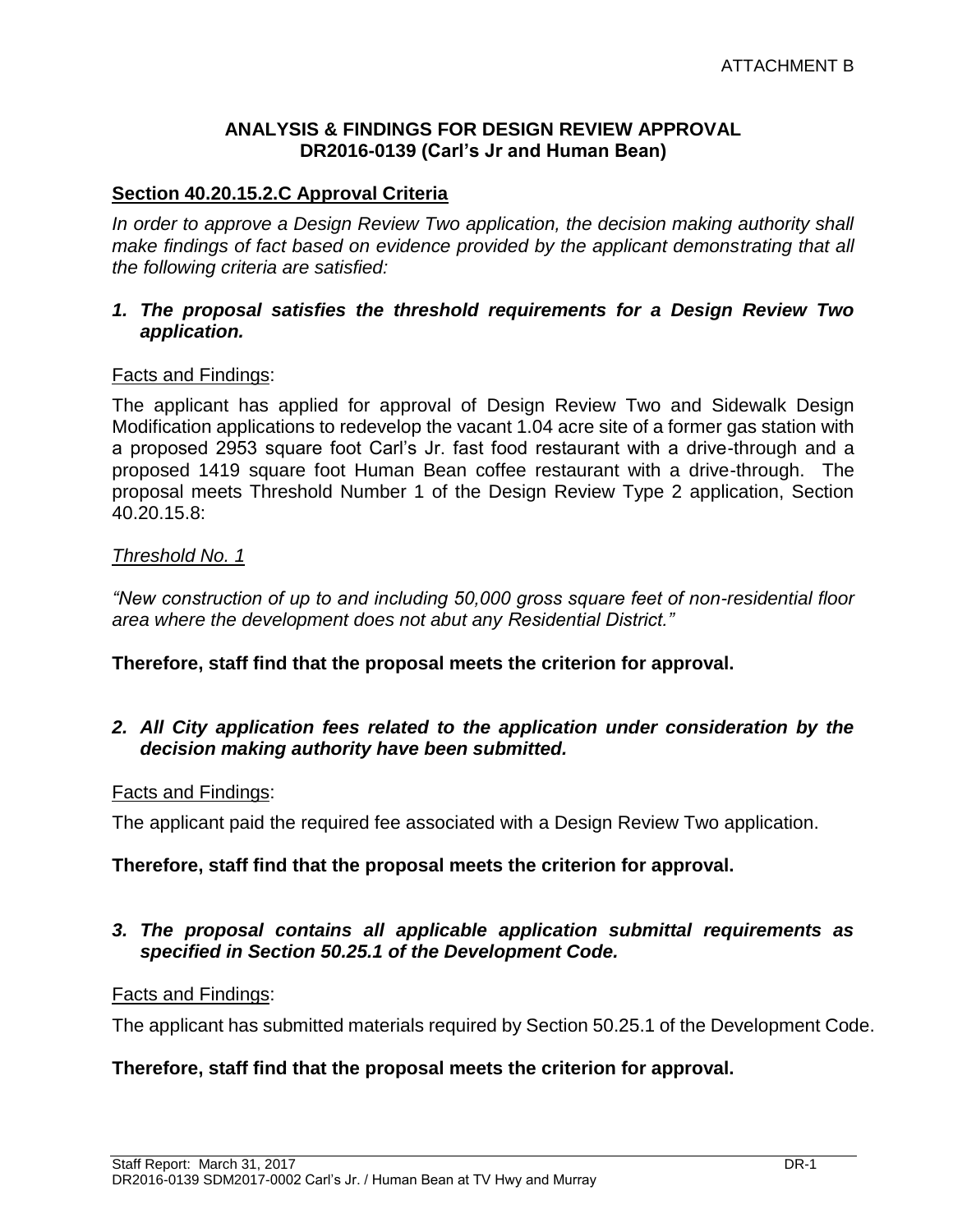ATTACHMENT B

## ANALYSIS & FINDINGS FOR DESIGN REVIEW APPROVAL
## DR2016-0139 (Carl's Jr and Human Bean)

### Section 40.20.15.2.C Approval Criteria

*In order to approve a Design Review Two application, the decision making authority shall make findings of fact based on evidence provided by the applicant demonstrating that all the following criteria are satisfied:*

***1. The proposal satisfies the threshold requirements for a Design Review Two application.***

Facts and Findings:

The applicant has applied for approval of Design Review Two and Sidewalk Design Modification applications to redevelop the vacant 1.04 acre site of a former gas station with a proposed 2953 square foot Carl's Jr. fast food restaurant with a drive-through and a proposed 1419 square foot Human Bean coffee restaurant with a drive-through. The proposal meets Threshold Number 1 of the Design Review Type 2 application, Section 40.20.15.8:

*Threshold No. 1*

*"New construction of up to and including 50,000 gross square feet of non-residential floor area where the development does not abut any Residential District."*

**Therefore, staff find that the proposal meets the criterion for approval.**

***2. All City application fees related to the application under consideration by the decision making authority have been submitted.***

Facts and Findings:

The applicant paid the required fee associated with a Design Review Two application.

**Therefore, staff find that the proposal meets the criterion for approval.**

***3. The proposal contains all applicable application submittal requirements as specified in Section 50.25.1 of the Development Code.***

Facts and Findings:

The applicant has submitted materials required by Section 50.25.1 of the Development Code.

**Therefore, staff find that the proposal meets the criterion for approval.**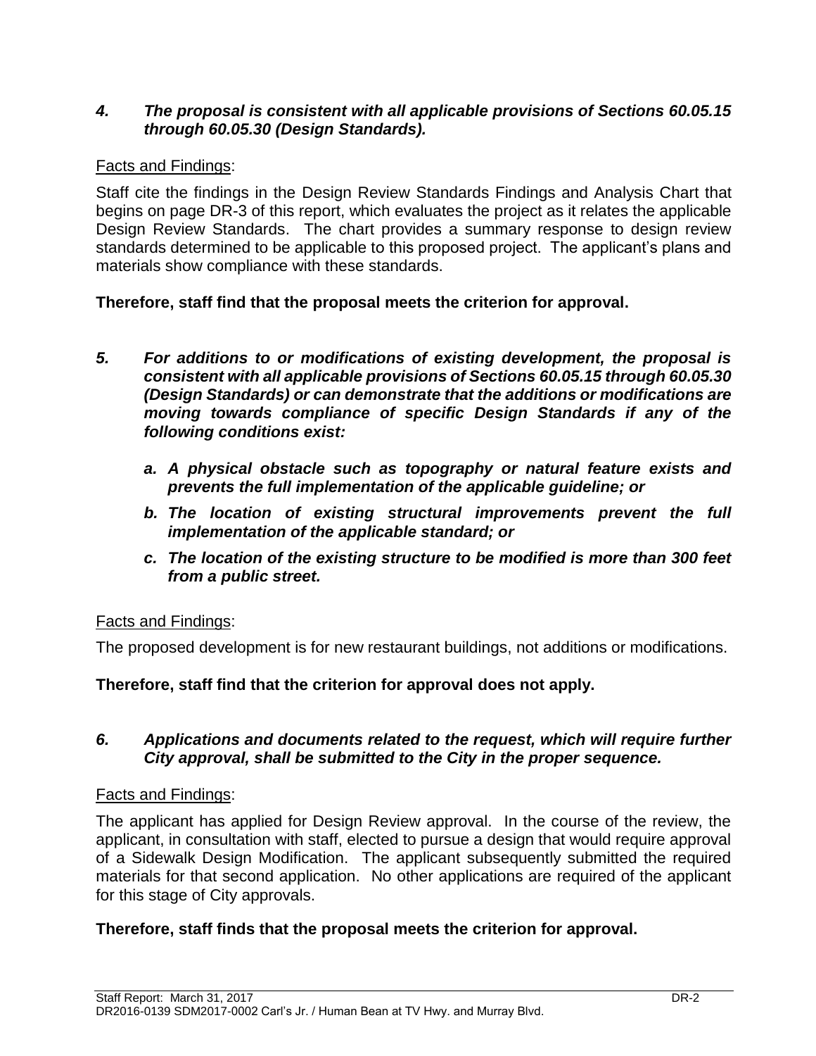*4. **The proposal is consistent with all applicable provisions of Sections 60.05.15 through 60.05.30 (Design Standards).***

Facts and Findings:

Staff cite the findings in the Design Review Standards Findings and Analysis Chart that begins on page DR-3 of this report, which evaluates the project as it relates the applicable Design Review Standards. The chart provides a summary response to design review standards determined to be applicable to this proposed project. The applicant's plans and materials show compliance with these standards.

**Therefore, staff find that the proposal meets the criterion for approval.**

*5. **For additions to or modifications of existing development, the proposal is consistent with all applicable provisions of Sections 60.05.15 through 60.05.30 (Design Standards) or can demonstrate that the additions or modifications are moving towards compliance of specific Design Standards if any of the following conditions exist:***

- ***a. A physical obstacle such as topography or natural feature exists and prevents the full implementation of the applicable guideline; or***
- ***b. The location of existing structural improvements prevent the full implementation of the applicable standard; or***
- ***c. The location of the existing structure to be modified is more than 300 feet from a public street.***

Facts and Findings:

The proposed development is for new restaurant buildings, not additions or modifications.

**Therefore, staff find that the criterion for approval does not apply.**

*6. **Applications and documents related to the request, which will require further City approval, shall be submitted to the City in the proper sequence.***

Facts and Findings:

The applicant has applied for Design Review approval. In the course of the review, the applicant, in consultation with staff, elected to pursue a design that would require approval of a Sidewalk Design Modification. The applicant subsequently submitted the required materials for that second application. No other applications are required of the applicant for this stage of City approvals.

**Therefore, staff finds that the proposal meets the criterion for approval.**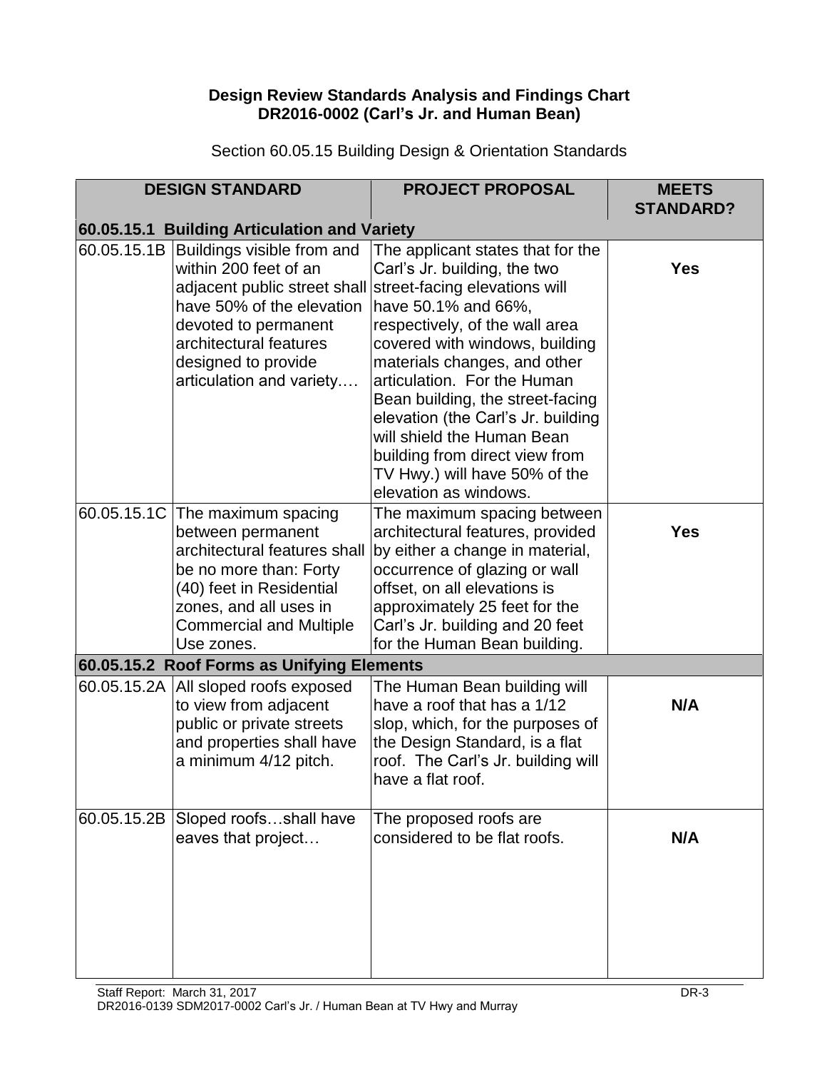**Design Review Standards Analysis and Findings Chart**
**DR2016-0002 (Carl's Jr. and Human Bean)**

Section 60.05.15 Building Design & Orientation Standards

| DESIGN STANDARD | | PROJECT PROPOSAL | MEETS STANDARD? |
|---|---|---|---|
| **60.05.15.1 Building Articulation and Variety** | | | |
| 60.05.15.1B | Buildings visible from and within 200 feet of an adjacent public street shall have 50% of the elevation devoted to permanent architectural features designed to provide articulation and variety…. | The applicant states that for the Carl's Jr. building, the two street-facing elevations will have 50.1% and 66%, respectively, of the wall area covered with windows, building materials changes, and other articulation. For the Human Bean building, the street-facing elevation (the Carl's Jr. building will shield the Human Bean building from direct view from TV Hwy.) will have 50% of the elevation as windows. | **Yes** |
| 60.05.15.1C | The maximum spacing between permanent architectural features shall be no more than: Forty (40) feet in Residential zones, and all uses in Commercial and Multiple Use zones. | The maximum spacing between architectural features, provided by either a change in material, occurrence of glazing or wall offset, on all elevations is approximately 25 feet for the Carl's Jr. building and 20 feet for the Human Bean building. | **Yes** |
| **60.05.15.2 Roof Forms as Unifying Elements** | | | |
| 60.05.15.2A | All sloped roofs exposed to view from adjacent public or private streets and properties shall have a minimum 4/12 pitch. | The Human Bean building will have a roof that has a 1/12 slope, which, for the purposes of the Design Standard, is a flat roof. The Carl's Jr. building will have a flat roof. | **N/A** |
| 60.05.15.2B | Sloped roofs…shall have eaves that project… | The proposed roofs are considered to be flat roofs. | **N/A** |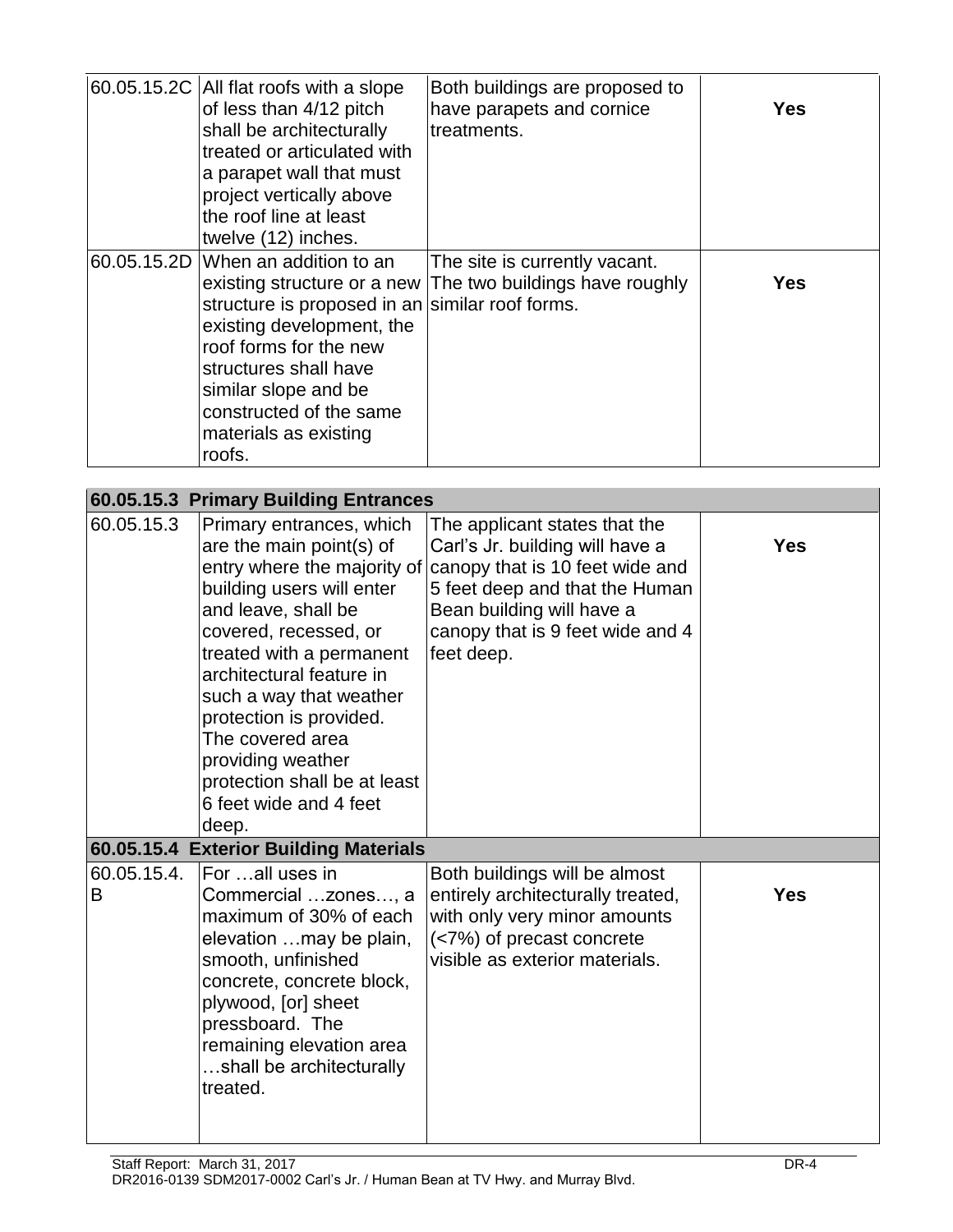| | | | |
|---|---|---|---|
| 60.05.15.2C | All flat roofs with a slope of less than 4/12 pitch shall be architecturally treated or articulated with a parapet wall that must project vertically above the roof line at least twelve (12) inches. | Both buildings are proposed to have parapets and cornice treatments. | **Yes** |
| 60.05.15.2D | When an addition to an existing structure or a new structure is proposed in an existing development, the roof forms for the new structures shall have similar slope and be constructed of the same materials as existing roofs. | The site is currently vacant. The two buildings have roughly similar roof forms. | **Yes** |

| **60.05.15.3 Primary Building Entrances** | | | |
|---|---|---|---|
| 60.05.15.3 | Primary entrances, which are the main point(s) of entry where the majority of building users will enter and leave, shall be covered, recessed, or treated with a permanent architectural feature in such a way that weather protection is provided. The covered area providing weather protection shall be at least 6 feet wide and 4 feet deep. | The applicant states that the Carl's Jr. building will have a canopy that is 10 feet wide and 5 feet deep and that the Human Bean building will have a canopy that is 9 feet wide and 4 feet deep. | **Yes** |
| **60.05.15.4 Exterior Building Materials** | | | |
| 60.05.15.4.B | For …all uses in Commercial …zones…, a maximum of 30% of each elevation …may be plain, smooth, unfinished concrete, concrete block, plywood, [or] sheet pressboard. The remaining elevation area …shall be architecturally treated. | Both buildings will be almost entirely architecturally treated, with only very minor amounts (<7%) of precast concrete visible as exterior materials. | **Yes** |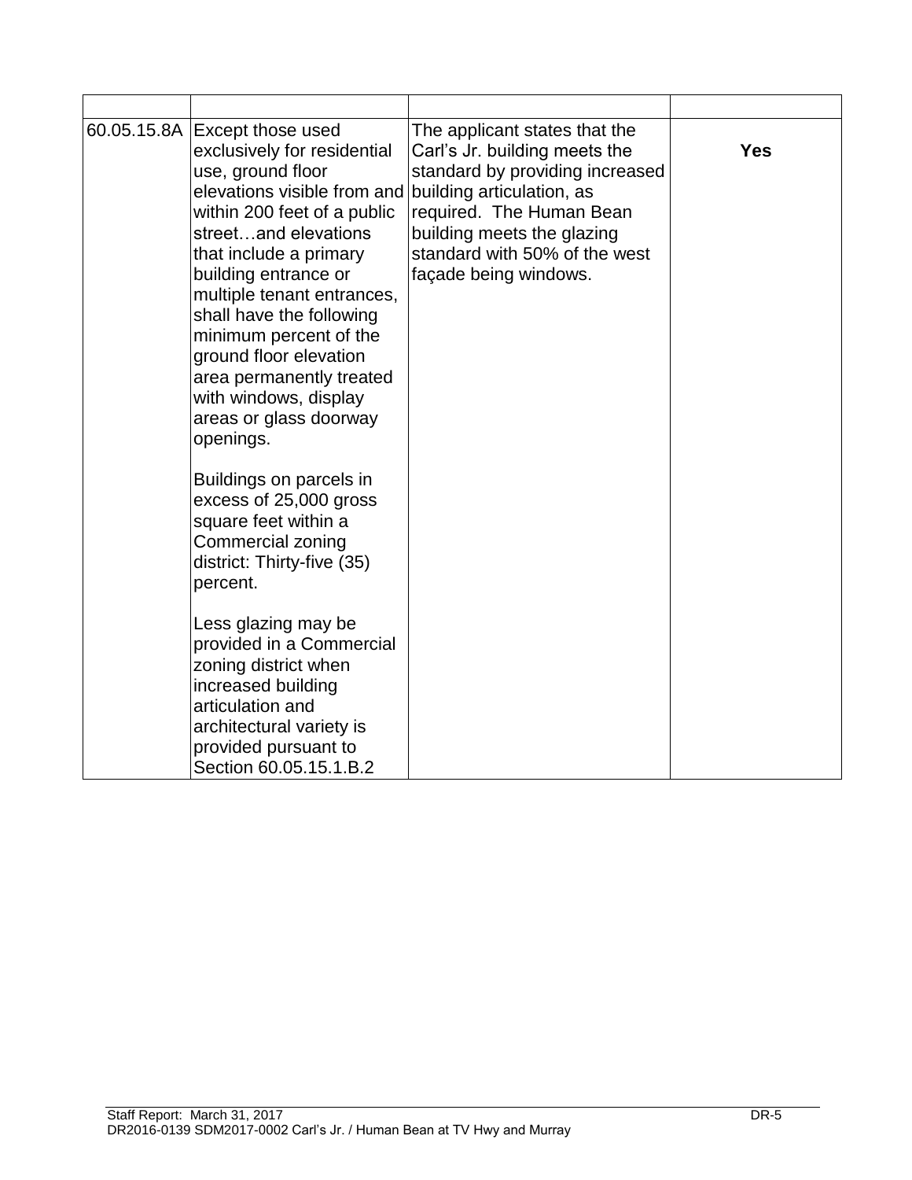| | | | |
|---|---|---|---|
| 60.05.15.8A | Except those used exclusively for residential use, ground floor elevations visible from and within 200 feet of a public street…and elevations that include a primary building entrance or multiple tenant entrances, shall have the following minimum percent of the ground floor elevation area permanently treated with windows, display areas or glass doorway openings.<br><br>Buildings on parcels in excess of 25,000 gross square feet within a Commercial zoning district: Thirty-five (35) percent.<br><br>Less glazing may be provided in a Commercial zoning district when increased building articulation and architectural variety is provided pursuant to Section 60.05.15.1.B.2 | The applicant states that the Carl's Jr. building meets the standard by providing increased building articulation, as required. The Human Bean building meets the glazing standard with 50% of the west façade being windows. | **Yes** |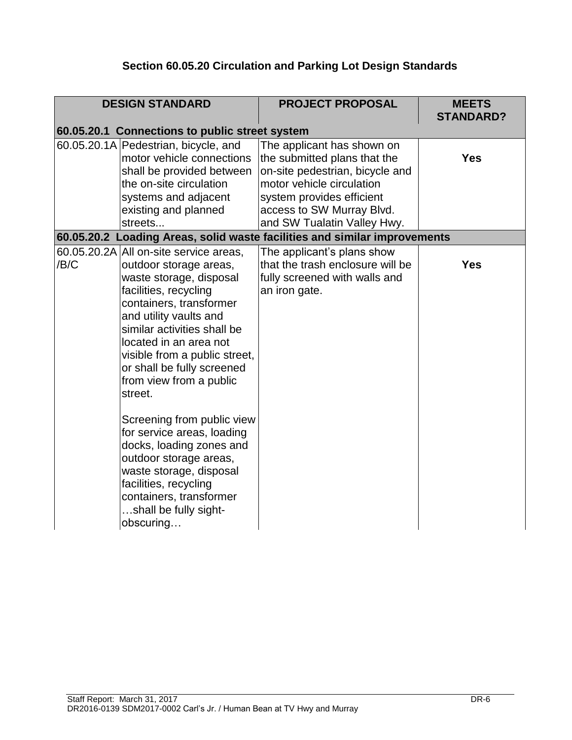## Section 60.05.20 Circulation and Parking Lot Design Standards

| DESIGN STANDARD | | PROJECT PROPOSAL | MEETS STANDARD? |
|---|---|---|---|
| **60.05.20.1 Connections to public street system** | | | |
| 60.05.20.1A | Pedestrian, bicycle, and motor vehicle connections shall be provided between the on-site circulation systems and adjacent existing and planned streets... | The applicant has shown on the submitted plans that the on-site pedestrian, bicycle and motor vehicle circulation system provides efficient access to SW Murray Blvd. and SW Tualatin Valley Hwy. | **Yes** |
| **60.05.20.2 Loading Areas, solid waste facilities and similar improvements** | | | |
| 60.05.20.2A/B/C | All on-site service areas, outdoor storage areas, waste storage, disposal facilities, recycling containers, transformer and utility vaults and similar activities shall be located in an area not visible from a public street, or shall be fully screened from view from a public street.<br><br>Screening from public view for service areas, loading docks, loading zones and outdoor storage areas, waste storage, disposal facilities, recycling containers, transformer …shall be fully sight-obscuring… | The applicant's plans show that the trash enclosure will be fully screened with walls and an iron gate. | **Yes** |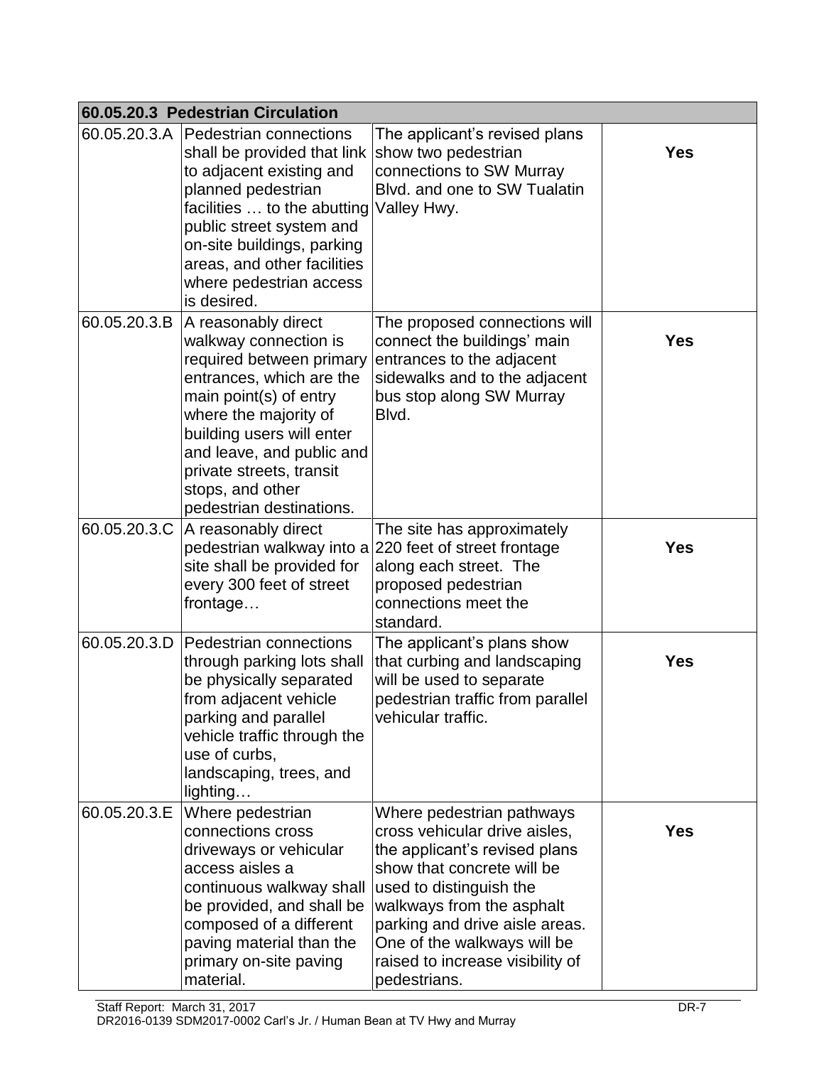| 60.05.20.3 Pedestrian Circulation | | | |
|---|---|---|---|
| 60.05.20.3.A | Pedestrian connections shall be provided that link to adjacent existing and planned pedestrian facilities … to the abutting public street system and on-site buildings, parking areas, and other facilities where pedestrian access is desired. | The applicant's revised plans show two pedestrian connections to SW Murray Blvd. and one to SW Tualatin Valley Hwy. | **Yes** |
| 60.05.20.3.B | A reasonably direct walkway connection is required between primary entrances, which are the main point(s) of entry where the majority of building users will enter and leave, and public and private streets, transit stops, and other pedestrian destinations. | The proposed connections will connect the buildings' main entrances to the adjacent sidewalks and to the adjacent bus stop along SW Murray Blvd. | **Yes** |
| 60.05.20.3.C | A reasonably direct pedestrian walkway into a site shall be provided for every 300 feet of street frontage… | The site has approximately 220 feet of street frontage along each street. The proposed pedestrian connections meet the standard. | **Yes** |
| 60.05.20.3.D | Pedestrian connections through parking lots shall be physically separated from adjacent vehicle parking and parallel vehicle traffic through the use of curbs, landscaping, trees, and lighting… | The applicant's plans show that curbing and landscaping will be used to separate pedestrian traffic from parallel vehicular traffic. | **Yes** |
| 60.05.20.3.E | Where pedestrian connections cross driveways or vehicular access aisles a continuous walkway shall be provided, and shall be composed of a different paving material than the primary on-site paving material. | Where pedestrian pathways cross vehicular drive aisles, the applicant's revised plans show that concrete will be used to distinguish the walkways from the asphalt parking and drive aisle areas. One of the walkways will be raised to increase visibility of pedestrians. | **Yes** |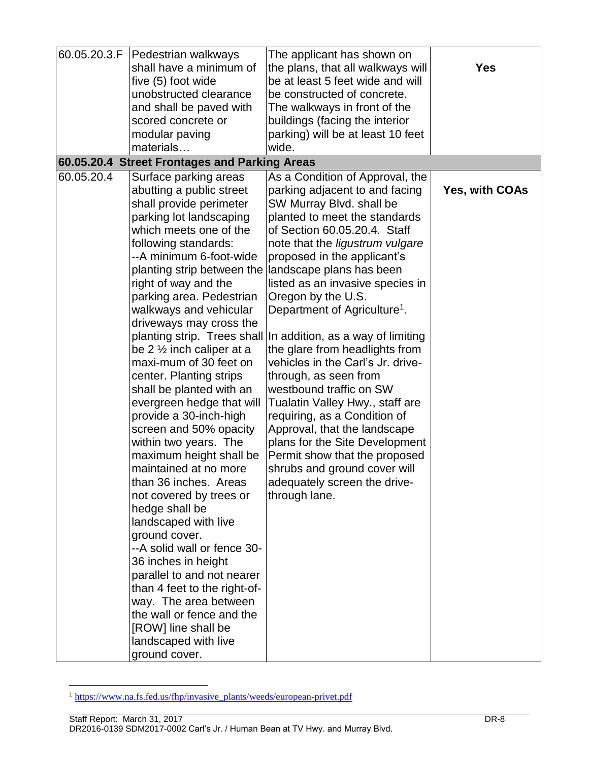| | | | |
|---|---|---|---|
| 60.05.20.3.F | Pedestrian walkways shall have a minimum of five (5) foot wide unobstructed clearance and shall be paved with scored concrete or modular paving materials… | The applicant has shown on the plans, that all walkways will be at least 5 feet wide and will be constructed of concrete. The walkways in front of the buildings (facing the interior parking) will be at least 10 feet wide. | **Yes** |
| **60.05.20.4 Street Frontages and Parking Areas** | | | |
| 60.05.20.4 | Surface parking areas abutting a public street shall provide perimeter parking lot landscaping which meets one of the following standards:<br>--A minimum 6-foot-wide planting strip between the right of way and the parking area. Pedestrian walkways and vehicular driveways may cross the planting strip. Trees shall be 2 ½ inch caliper at a maxi-mum of 30 feet on center. Planting strips shall be planted with an evergreen hedge that will provide a 30-inch-high screen and 50% opacity within two years. The maximum height shall be maintained at no more than 36 inches. Areas not covered by trees or hedge shall be landscaped with live ground cover.<br>--A solid wall or fence 30-36 inches in height parallel to and not nearer than 4 feet to the right-of-way. The area between the wall or fence and the [ROW] line shall be landscaped with live ground cover. | As a Condition of Approval, the parking adjacent to and facing SW Murray Blvd. shall be planted to meet the standards of Section 60.05.20.4. Staff note that the *ligustrum vulgare* proposed in the applicant's landscape plans has been listed as an invasive species in Oregon by the U.S. Department of Agriculture[1].<br><br>In addition, as a way of limiting the glare from headlights from vehicles in the Carl's Jr. drive-through, as seen from westbound traffic on SW Tualatin Valley Hwy., staff are requiring, as a Condition of Approval, that the landscape plans for the Site Development Permit show that the proposed shrubs and ground cover will adequately screen the drive-through lane. | **Yes, with COAs** |

[1] https://www.na.fs.fed.us/fhp/invasive_plants/weeds/european-privet.pdf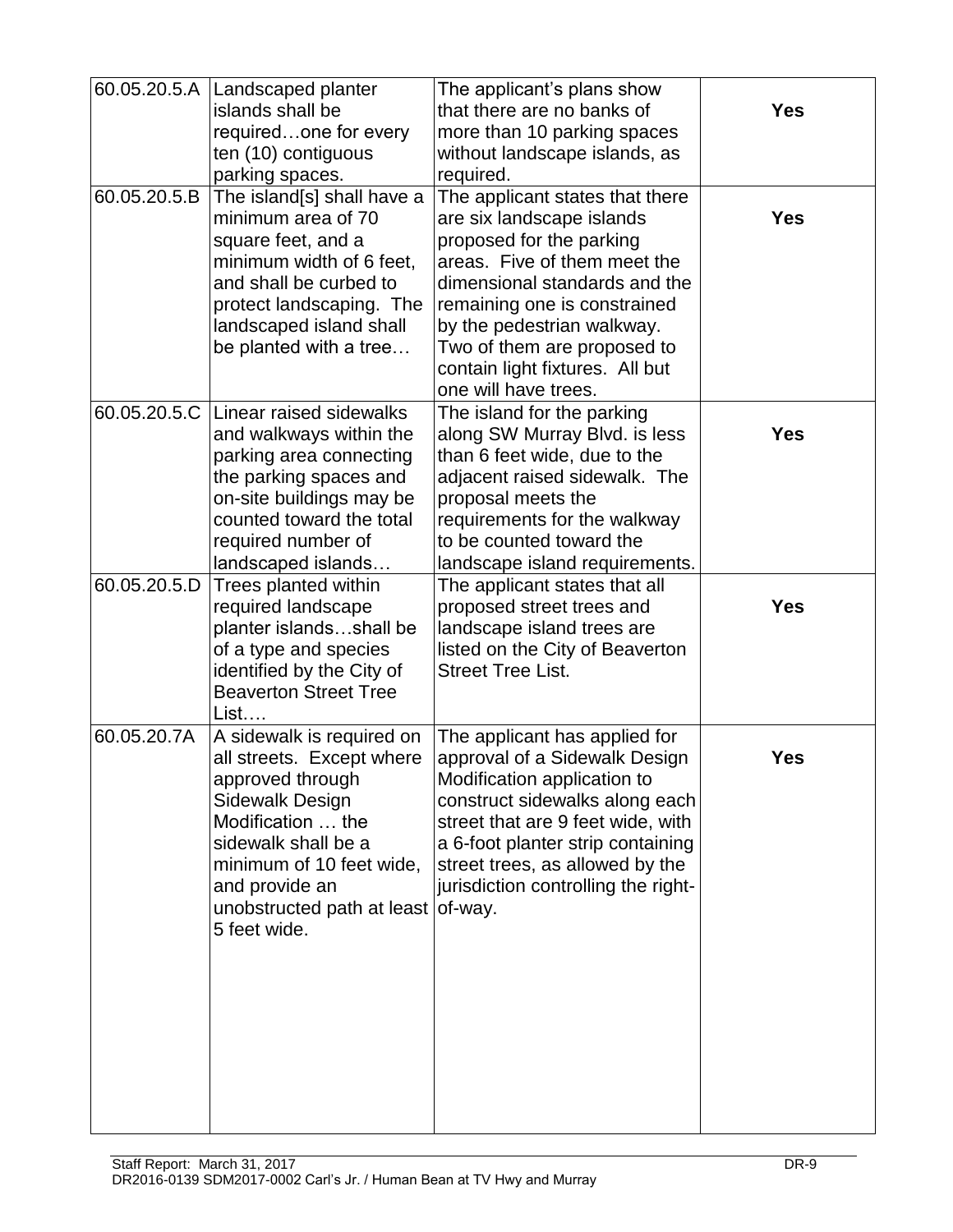| | | | |
|---|---|---|---|
| 60.05.20.5.A | Landscaped planter islands shall be required…one for every ten (10) contiguous parking spaces. | The applicant's plans show that there are no banks of more than 10 parking spaces without landscape islands, as required. | **Yes** |
| 60.05.20.5.B | The island[s] shall have a minimum area of 70 square feet, and a minimum width of 6 feet, and shall be curbed to protect landscaping. The landscaped island shall be planted with a tree… | The applicant states that there are six landscape islands proposed for the parking areas. Five of them meet the dimensional standards and the remaining one is constrained by the pedestrian walkway. Two of them are proposed to contain light fixtures. All but one will have trees. | **Yes** |
| 60.05.20.5.C | Linear raised sidewalks and walkways within the parking area connecting the parking spaces and on-site buildings may be counted toward the total required number of landscaped islands… | The island for the parking along SW Murray Blvd. is less than 6 feet wide, due to the adjacent raised sidewalk. The proposal meets the requirements for the walkway to be counted toward the landscape island requirements. | **Yes** |
| 60.05.20.5.D | Trees planted within required landscape planter islands…shall be of a type and species identified by the City of Beaverton Street Tree List…. | The applicant states that all proposed street trees and landscape island trees are listed on the City of Beaverton Street Tree List. | **Yes** |
| 60.05.20.7A | A sidewalk is required on all streets. Except where approved through Sidewalk Design Modification … the sidewalk shall be a minimum of 10 feet wide, and provide an unobstructed path at least 5 feet wide. | The applicant has applied for approval of a Sidewalk Design Modification application to construct sidewalks along each street that are 9 feet wide, with a 6-foot planter strip containing street trees, as allowed by the jurisdiction controlling the right-of-way. | **Yes** |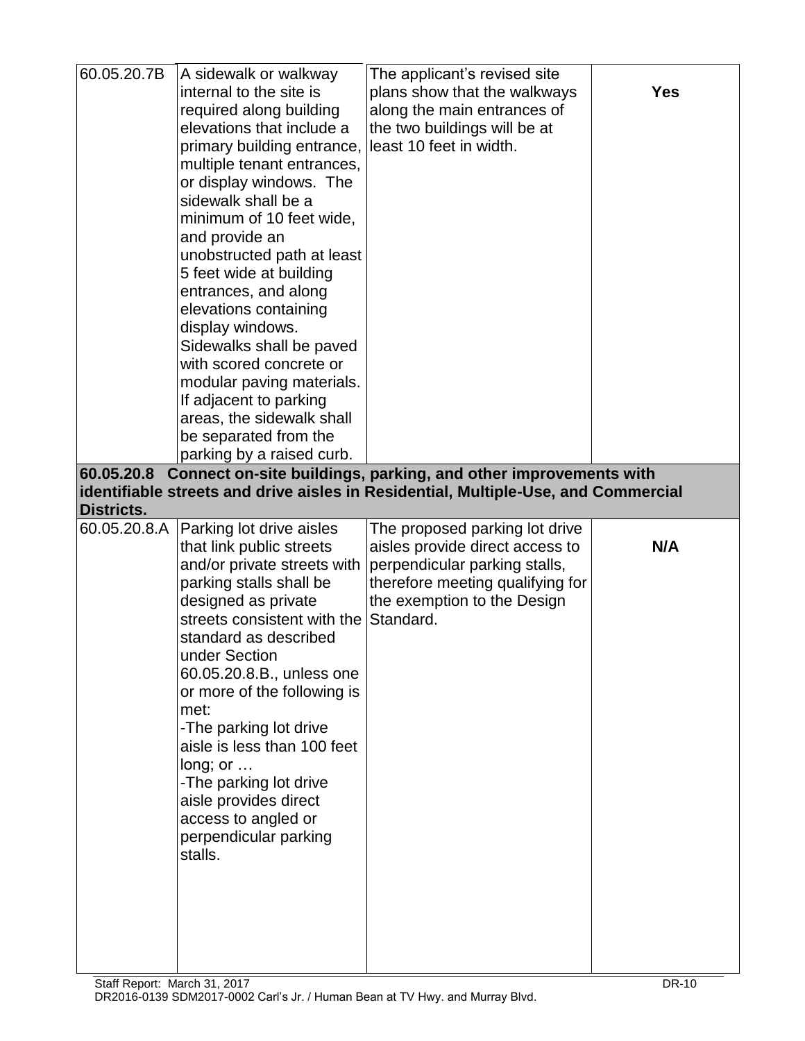| | | | |
|---|---|---|---|
| 60.05.20.7B | A sidewalk or walkway internal to the site is required along building elevations that include a primary building entrance, multiple tenant entrances, or display windows. The sidewalk shall be a minimum of 10 feet wide, and provide an unobstructed path at least 5 feet wide at building entrances, and along elevations containing display windows. Sidewalks shall be paved with scored concrete or modular paving materials. If adjacent to parking areas, the sidewalk shall be separated from the parking by a raised curb. | The applicant's revised site plans show that the walkways along the main entrances of the two buildings will be at least 10 feet in width. | **Yes** |
| **60.05.20.8 Connect on-site buildings, parking, and other improvements with identifiable streets and drive aisles in Residential, Multiple-Use, and Commercial Districts.** | | | |
| 60.05.20.8.A | Parking lot drive aisles that link public streets and/or private streets with parking stalls shall be designed as private streets consistent with the standard as described under Section 60.05.20.8.B., unless one or more of the following is met:<br>-The parking lot drive aisle is less than 100 feet long; or …<br>-The parking lot drive aisle provides direct access to angled or perpendicular parking stalls. | The proposed parking lot drive aisles provide direct access to perpendicular parking stalls, therefore meeting qualifying for the exemption to the Design Standard. | **N/A** |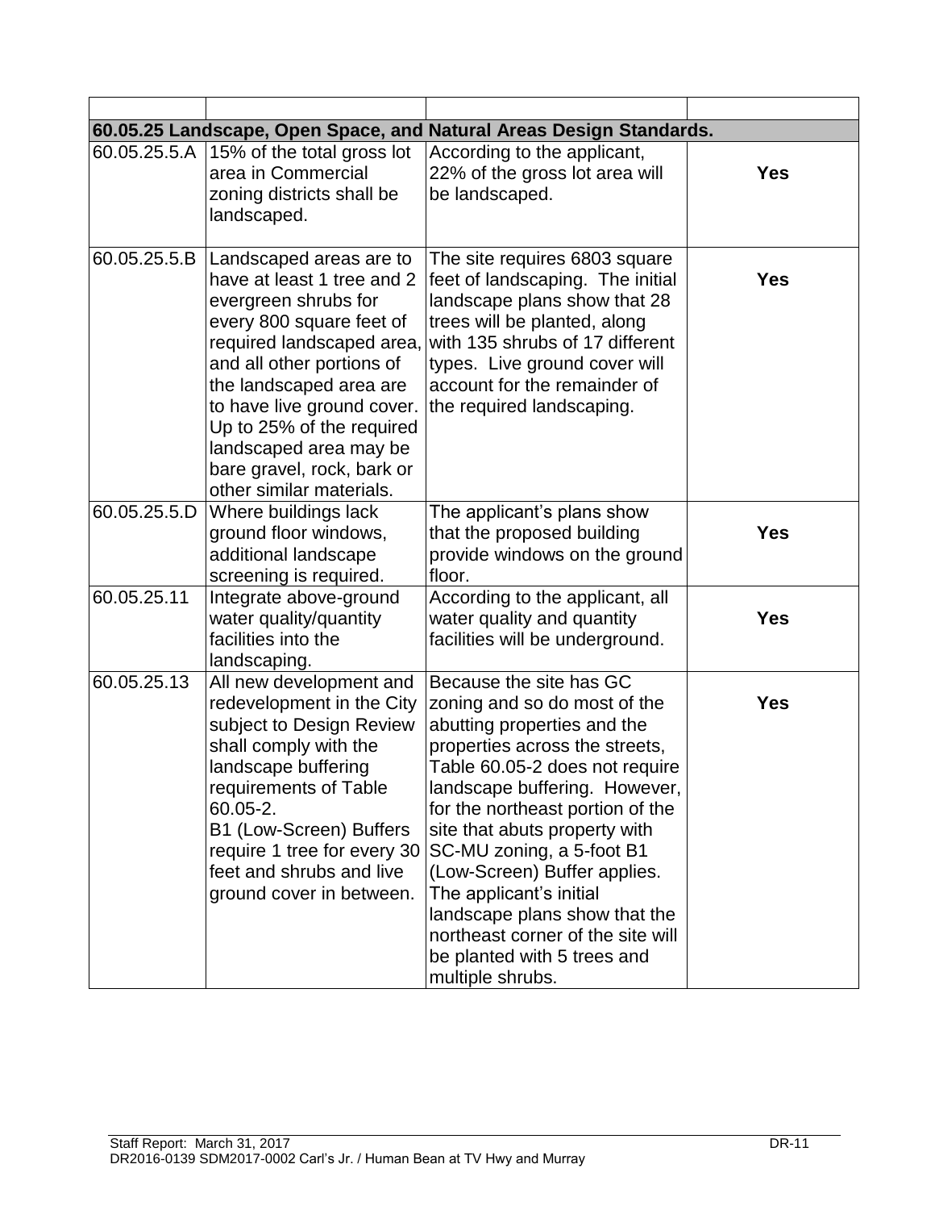| | | | |
|---|---|---|---|
| **60.05.25 Landscape, Open Space, and Natural Areas Design Standards.** | | | |
| 60.05.25.5.A | 15% of the total gross lot area in Commercial zoning districts shall be landscaped. | According to the applicant, 22% of the gross lot area will be landscaped. | **Yes** |
| 60.05.25.5.B | Landscaped areas are to have at least 1 tree and 2 evergreen shrubs for every 800 square feet of required landscaped area, and all other portions of the landscaped area are to have live ground cover. Up to 25% of the required landscaped area may be bare gravel, rock, bark or other similar materials. | The site requires 6803 square feet of landscaping. The initial landscape plans show that 28 trees will be planted, along with 135 shrubs of 17 different types. Live ground cover will account for the remainder of the required landscaping. | **Yes** |
| 60.05.25.5.D | Where buildings lack ground floor windows, additional landscape screening is required. | The applicant's plans show that the proposed building provide windows on the ground floor. | **Yes** |
| 60.05.25.11 | Integrate above-ground water quality/quantity facilities into the landscaping. | According to the applicant, all water quality and quantity facilities will be underground. | **Yes** |
| 60.05.25.13 | All new development and redevelopment in the City subject to Design Review shall comply with the landscape buffering requirements of Table 60.05-2. B1 (Low-Screen) Buffers require 1 tree for every 30 feet and shrubs and live ground cover in between. | Because the site has GC zoning and so do most of the abutting properties and the properties across the streets, Table 60.05-2 does not require landscape buffering. However, for the northeast portion of the site that abuts property with SC-MU zoning, a 5-foot B1 (Low-Screen) Buffer applies. The applicant's initial landscape plans show that the northeast corner of the site will be planted with 5 trees and multiple shrubs. | **Yes** |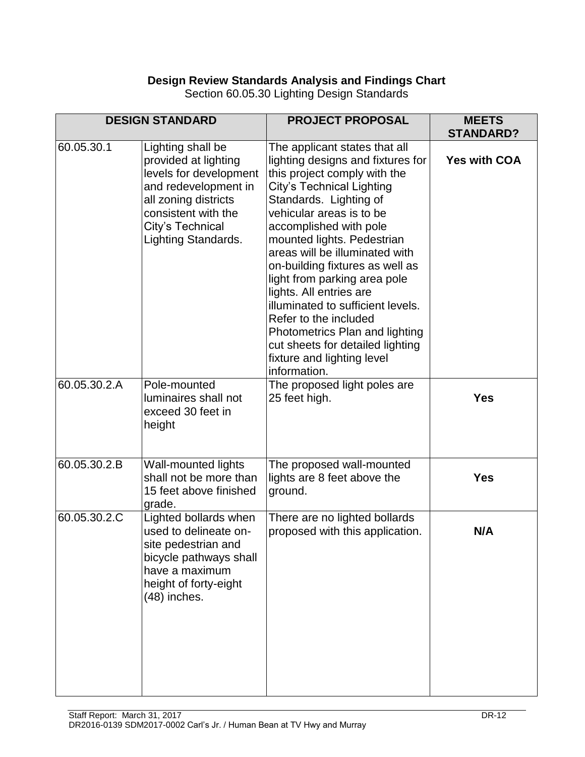**Design Review Standards Analysis and Findings Chart**

Section 60.05.30 Lighting Design Standards

| DESIGN STANDARD | | PROJECT PROPOSAL | MEETS STANDARD? |
|---|---|---|---|
| 60.05.30.1 | Lighting shall be provided at lighting levels for development and redevelopment in all zoning districts consistent with the City's Technical Lighting Standards. | The applicant states that all lighting designs and fixtures for this project comply with the City's Technical Lighting Standards. Lighting of vehicular areas is to be accomplished with pole mounted lights. Pedestrian areas will be illuminated with on-building fixtures as well as light from parking area pole lights. All entries are illuminated to sufficient levels. Refer to the included Photometrics Plan and lighting cut sheets for detailed lighting fixture and lighting level information. | **Yes with COA** |
| 60.05.30.2.A | Pole-mounted luminaires shall not exceed 30 feet in height | The proposed light poles are 25 feet high. | **Yes** |
| 60.05.30.2.B | Wall-mounted lights shall not be more than 15 feet above finished grade. | The proposed wall-mounted lights are 8 feet above the ground. | **Yes** |
| 60.05.30.2.C | Lighted bollards when used to delineate on-site pedestrian and bicycle pathways shall have a maximum height of forty-eight (48) inches. | There are no lighted bollards proposed with this application. | **N/A** |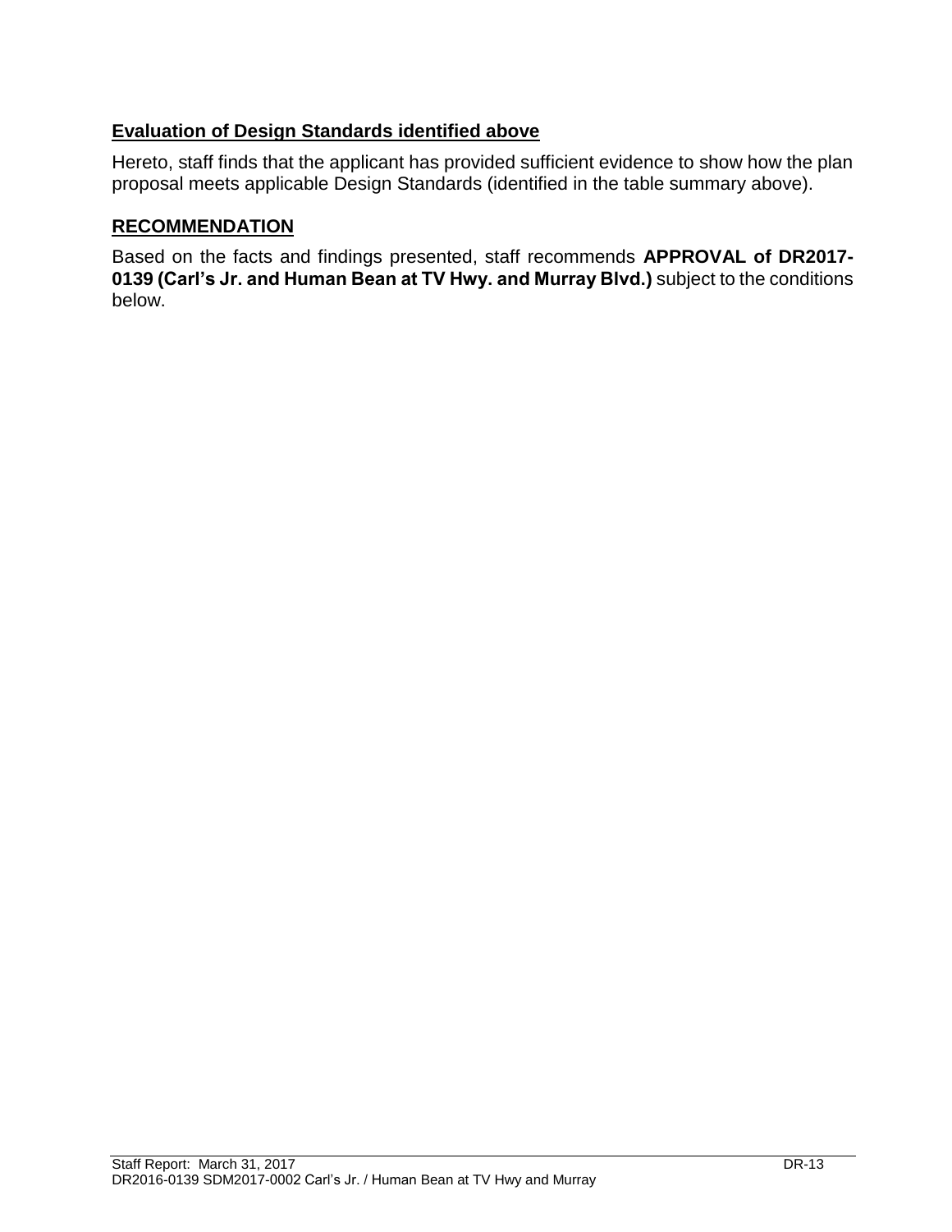**Evaluation of Design Standards identified above**

Hereto, staff finds that the applicant has provided sufficient evidence to show how the plan proposal meets applicable Design Standards (identified in the table summary above).

**RECOMMENDATION**

Based on the facts and findings presented, staff recommends **APPROVAL of DR2017-0139 (Carl's Jr. and Human Bean at TV Hwy. and Murray Blvd.)** subject to the conditions below.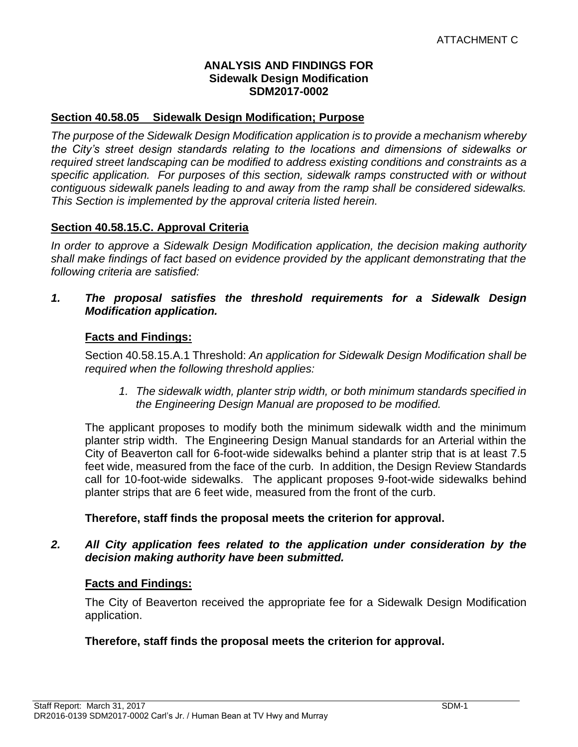ATTACHMENT C

**ANALYSIS AND FINDINGS FOR**
**Sidewalk Design Modification**
**SDM2017-0002**

## Section 40.58.05 Sidewalk Design Modification; Purpose

*The purpose of the Sidewalk Design Modification application is to provide a mechanism whereby the City's street design standards relating to the locations and dimensions of sidewalks or required street landscaping can be modified to address existing conditions and constraints as a specific application. For purposes of this section, sidewalk ramps constructed with or without contiguous sidewalk panels leading to and away from the ramp shall be considered sidewalks. This Section is implemented by the approval criteria listed herein.*

## Section 40.58.15.C. Approval Criteria

*In order to approve a Sidewalk Design Modification application, the decision making authority shall make findings of fact based on evidence provided by the applicant demonstrating that the following criteria are satisfied:*

***1. The proposal satisfies the threshold requirements for a Sidewalk Design Modification application.***

**Facts and Findings:**

Section 40.58.15.A.1 Threshold: *An application for Sidewalk Design Modification shall be required when the following threshold applies:*

1. *The sidewalk width, planter strip width, or both minimum standards specified in the Engineering Design Manual are proposed to be modified.*

The applicant proposes to modify both the minimum sidewalk width and the minimum planter strip width. The Engineering Design Manual standards for an Arterial within the City of Beaverton call for 6-foot-wide sidewalks behind a planter strip that is at least 7.5 feet wide, measured from the face of the curb. In addition, the Design Review Standards call for 10-foot-wide sidewalks. The applicant proposes 9-foot-wide sidewalks behind planter strips that are 6 feet wide, measured from the front of the curb.

**Therefore, staff finds the proposal meets the criterion for approval.**

***2. All City application fees related to the application under consideration by the decision making authority have been submitted.***

**Facts and Findings:**

The City of Beaverton received the appropriate fee for a Sidewalk Design Modification application.

**Therefore, staff finds the proposal meets the criterion for approval.**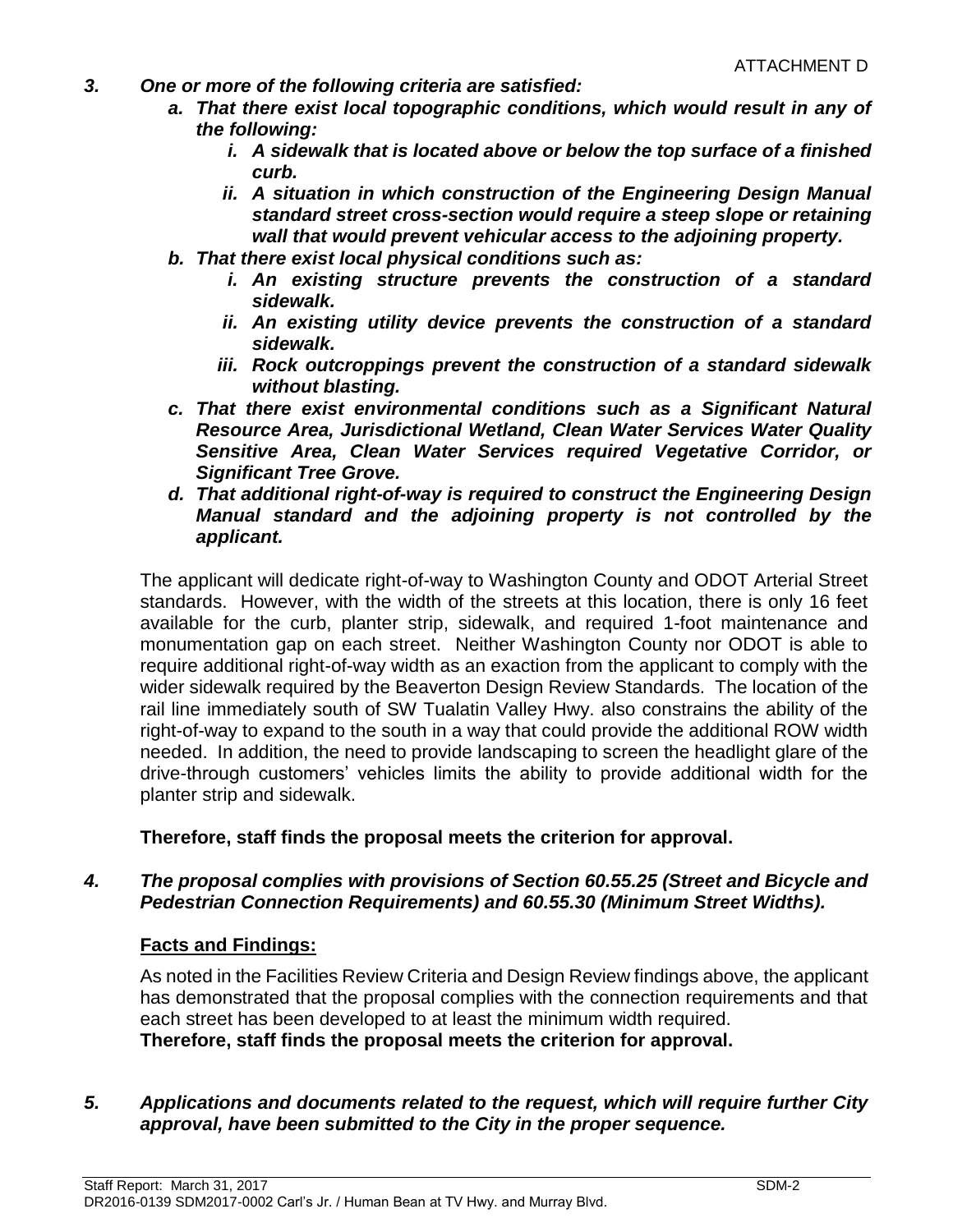***3. One or more of the following criteria are satisfied:***

***a. That there exist local topographic conditions, which would result in any of the following:***

***i. A sidewalk that is located above or below the top surface of a finished curb.***

***ii. A situation in which construction of the Engineering Design Manual standard street cross-section would require a steep slope or retaining wall that would prevent vehicular access to the adjoining property.***

***b. That there exist local physical conditions such as:***

***i. An existing structure prevents the construction of a standard sidewalk.***

***ii. An existing utility device prevents the construction of a standard sidewalk.***

***iii. Rock outcroppings prevent the construction of a standard sidewalk without blasting.***

***c. That there exist environmental conditions such as a Significant Natural Resource Area, Jurisdictional Wetland, Clean Water Services Water Quality Sensitive Area, Clean Water Services required Vegetative Corridor, or Significant Tree Grove.***

***d. That additional right-of-way is required to construct the Engineering Design Manual standard and the adjoining property is not controlled by the applicant.***

The applicant will dedicate right-of-way to Washington County and ODOT Arterial Street standards. However, with the width of the streets at this location, there is only 16 feet available for the curb, planter strip, sidewalk, and required 1-foot maintenance and monumentation gap on each street. Neither Washington County nor ODOT is able to require additional right-of-way width as an exaction from the applicant to comply with the wider sidewalk required by the Beaverton Design Review Standards. The location of the rail line immediately south of SW Tualatin Valley Hwy. also constrains the ability of the right-of-way to expand to the south in a way that could provide the additional ROW width needed. In addition, the need to provide landscaping to screen the headlight glare of the drive-through customers' vehicles limits the ability to provide additional width for the planter strip and sidewalk.

**Therefore, staff finds the proposal meets the criterion for approval.**

***4. The proposal complies with provisions of Section 60.55.25 (Street and Bicycle and Pedestrian Connection Requirements) and 60.55.30 (Minimum Street Widths).***

**Facts and Findings:**

As noted in the Facilities Review Criteria and Design Review findings above, the applicant has demonstrated that the proposal complies with the connection requirements and that each street has been developed to at least the minimum width required.

**Therefore, staff finds the proposal meets the criterion for approval.**

***5. Applications and documents related to the request, which will require further City approval, have been submitted to the City in the proper sequence.***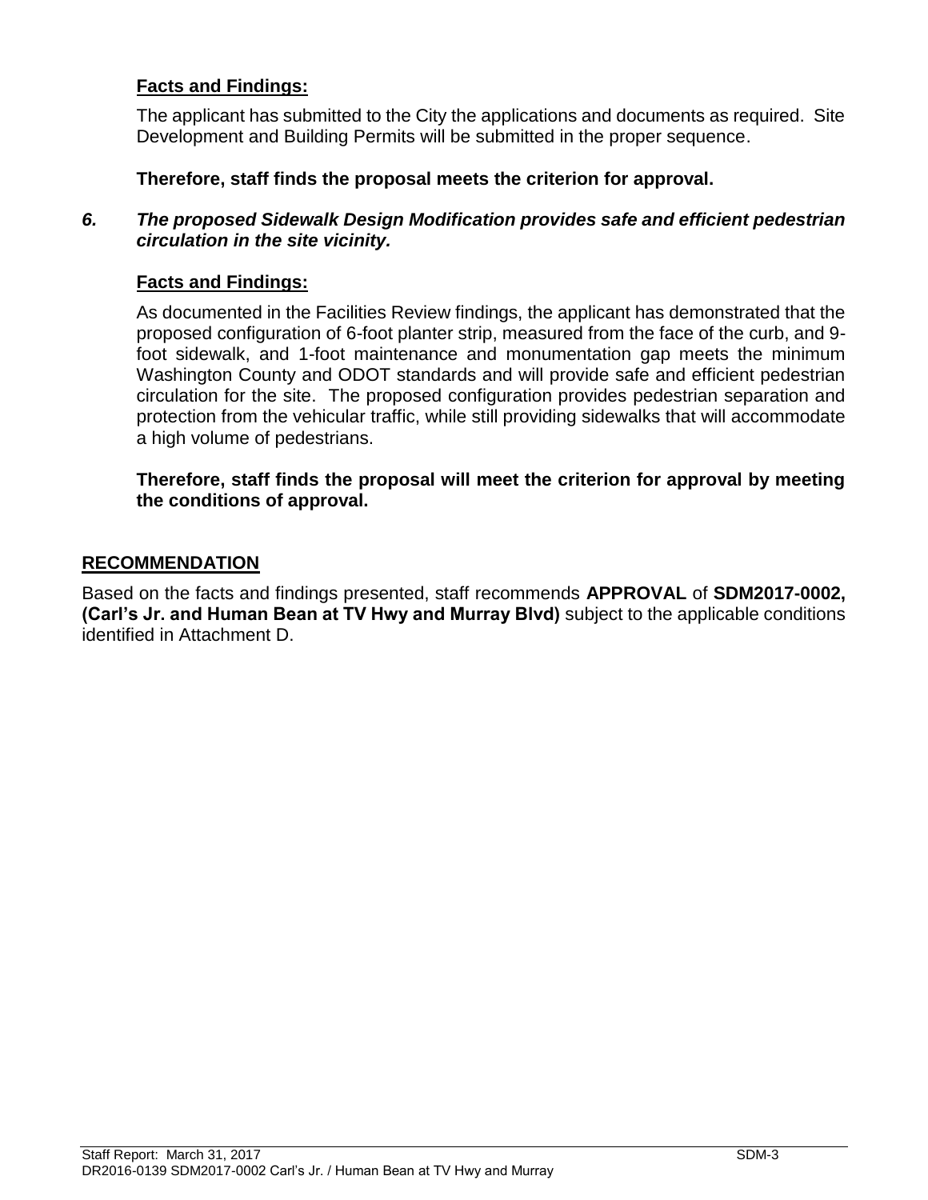**Facts and Findings:**

The applicant has submitted to the City the applications and documents as required. Site Development and Building Permits will be submitted in the proper sequence.

**Therefore, staff finds the proposal meets the criterion for approval.**

***6. The proposed Sidewalk Design Modification provides safe and efficient pedestrian circulation in the site vicinity.***

**Facts and Findings:**

As documented in the Facilities Review findings, the applicant has demonstrated that the proposed configuration of 6-foot planter strip, measured from the face of the curb, and 9-foot sidewalk, and 1-foot maintenance and monumentation gap meets the minimum Washington County and ODOT standards and will provide safe and efficient pedestrian circulation for the site. The proposed configuration provides pedestrian separation and protection from the vehicular traffic, while still providing sidewalks that will accommodate a high volume of pedestrians.

**Therefore, staff finds the proposal will meet the criterion for approval by meeting the conditions of approval.**

## RECOMMENDATION

Based on the facts and findings presented, staff recommends **APPROVAL** of **SDM2017-0002, (Carl's Jr. and Human Bean at TV Hwy and Murray Blvd)** subject to the applicable conditions identified in Attachment D.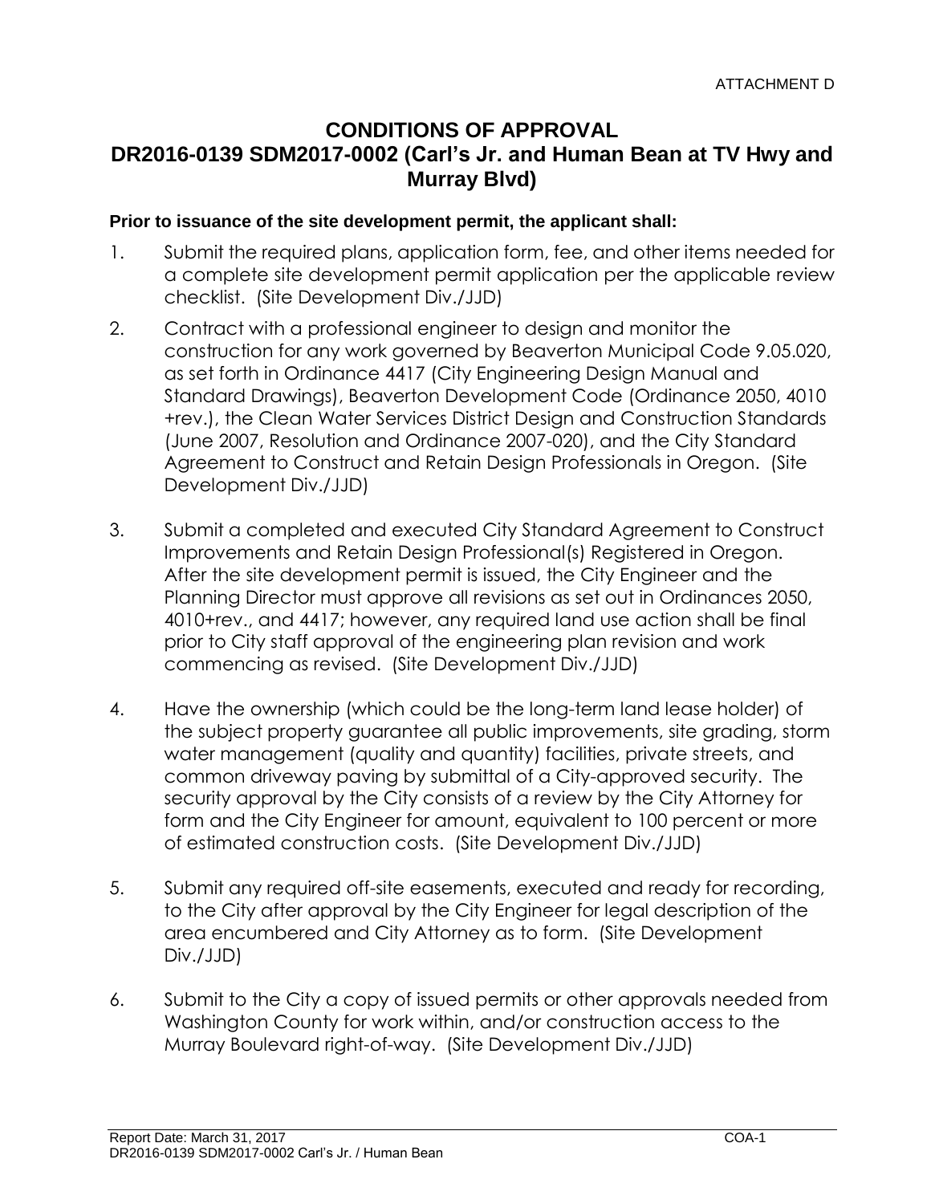ATTACHMENT D

# CONDITIONS OF APPROVAL
## DR2016-0139 SDM2017-0002 (Carl's Jr. and Human Bean at TV Hwy and Murray Blvd)

**Prior to issuance of the site development permit, the applicant shall:**

1. Submit the required plans, application form, fee, and other items needed for a complete site development permit application per the applicable review checklist. (Site Development Div./JJD)

2. Contract with a professional engineer to design and monitor the construction for any work governed by Beaverton Municipal Code 9.05.020, as set forth in Ordinance 4417 (City Engineering Design Manual and Standard Drawings), Beaverton Development Code (Ordinance 2050, 4010 +rev.), the Clean Water Services District Design and Construction Standards (June 2007, Resolution and Ordinance 2007-020), and the City Standard Agreement to Construct and Retain Design Professionals in Oregon. (Site Development Div./JJD)

3. Submit a completed and executed City Standard Agreement to Construct Improvements and Retain Design Professional(s) Registered in Oregon. After the site development permit is issued, the City Engineer and the Planning Director must approve all revisions as set out in Ordinances 2050, 4010+rev., and 4417; however, any required land use action shall be final prior to City staff approval of the engineering plan revision and work commencing as revised. (Site Development Div./JJD)

4. Have the ownership (which could be the long-term land lease holder) of the subject property guarantee all public improvements, site grading, storm water management (quality and quantity) facilities, private streets, and common driveway paving by submittal of a City-approved security. The security approval by the City consists of a review by the City Attorney for form and the City Engineer for amount, equivalent to 100 percent or more of estimated construction costs. (Site Development Div./JJD)

5. Submit any required off-site easements, executed and ready for recording, to the City after approval by the City Engineer for legal description of the area encumbered and City Attorney as to form. (Site Development Div./JJD)

6. Submit to the City a copy of issued permits or other approvals needed from Washington County for work within, and/or construction access to the Murray Boulevard right-of-way. (Site Development Div./JJD)

Report Date: March 31, 2017
DR2016-0139 SDM2017-0002 Carl's Jr. / Human Bean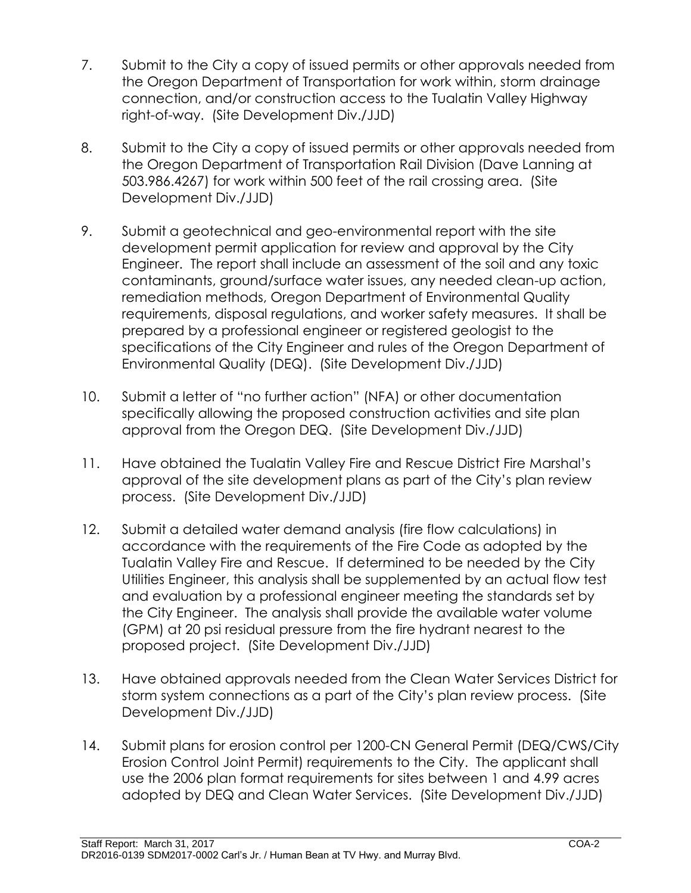7. Submit to the City a copy of issued permits or other approvals needed from the Oregon Department of Transportation for work within, storm drainage connection, and/or construction access to the Tualatin Valley Highway right-of-way. (Site Development Div./JJD)

8. Submit to the City a copy of issued permits or other approvals needed from the Oregon Department of Transportation Rail Division (Dave Lanning at 503.986.4267) for work within 500 feet of the rail crossing area. (Site Development Div./JJD)

9. Submit a geotechnical and geo-environmental report with the site development permit application for review and approval by the City Engineer. The report shall include an assessment of the soil and any toxic contaminants, ground/surface water issues, any needed clean-up action, remediation methods, Oregon Department of Environmental Quality requirements, disposal regulations, and worker safety measures. It shall be prepared by a professional engineer or registered geologist to the specifications of the City Engineer and rules of the Oregon Department of Environmental Quality (DEQ). (Site Development Div./JJD)

10. Submit a letter of "no further action" (NFA) or other documentation specifically allowing the proposed construction activities and site plan approval from the Oregon DEQ. (Site Development Div./JJD)

11. Have obtained the Tualatin Valley Fire and Rescue District Fire Marshal's approval of the site development plans as part of the City's plan review process. (Site Development Div./JJD)

12. Submit a detailed water demand analysis (fire flow calculations) in accordance with the requirements of the Fire Code as adopted by the Tualatin Valley Fire and Rescue. If determined to be needed by the City Utilities Engineer, this analysis shall be supplemented by an actual flow test and evaluation by a professional engineer meeting the standards set by the City Engineer. The analysis shall provide the available water volume (GPM) at 20 psi residual pressure from the fire hydrant nearest to the proposed project. (Site Development Div./JJD)

13. Have obtained approvals needed from the Clean Water Services District for storm system connections as a part of the City's plan review process. (Site Development Div./JJD)

14. Submit plans for erosion control per 1200-CN General Permit (DEQ/CWS/City Erosion Control Joint Permit) requirements to the City. The applicant shall use the 2006 plan format requirements for sites between 1 and 4.99 acres adopted by DEQ and Clean Water Services. (Site Development Div./JJD)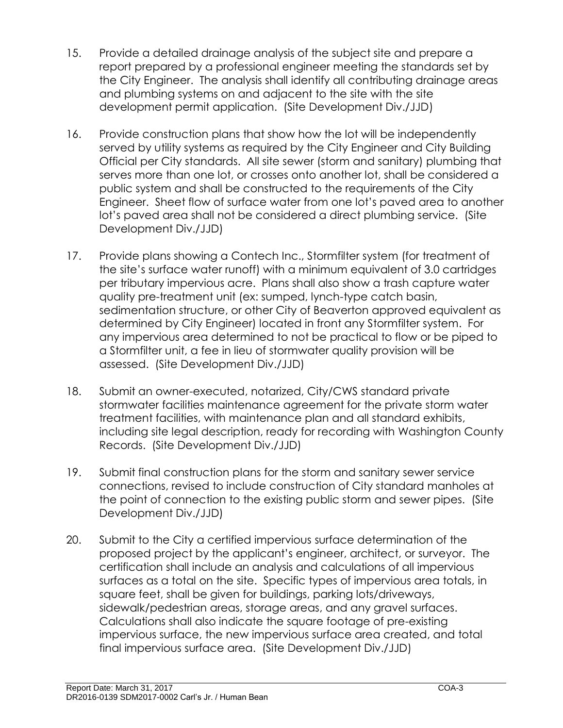15. Provide a detailed drainage analysis of the subject site and prepare a report prepared by a professional engineer meeting the standards set by the City Engineer. The analysis shall identify all contributing drainage areas and plumbing systems on and adjacent to the site with the site development permit application. (Site Development Div./JJD)

16. Provide construction plans that show how the lot will be independently served by utility systems as required by the City Engineer and City Building Official per City standards. All site sewer (storm and sanitary) plumbing that serves more than one lot, or crosses onto another lot, shall be considered a public system and shall be constructed to the requirements of the City Engineer. Sheet flow of surface water from one lot's paved area to another lot's paved area shall not be considered a direct plumbing service. (Site Development Div./JJD)

17. Provide plans showing a Contech Inc., Stormfilter system (for treatment of the site's surface water runoff) with a minimum equivalent of 3.0 cartridges per tributary impervious acre. Plans shall also show a trash capture water quality pre-treatment unit (ex: sumped, lynch-type catch basin, sedimentation structure, or other City of Beaverton approved equivalent as determined by City Engineer) located in front any Stormfilter system. For any impervious area determined to not be practical to flow or be piped to a Stormfilter unit, a fee in lieu of stormwater quality provision will be assessed. (Site Development Div./JJD)

18. Submit an owner-executed, notarized, City/CWS standard private stormwater facilities maintenance agreement for the private storm water treatment facilities, with maintenance plan and all standard exhibits, including site legal description, ready for recording with Washington County Records. (Site Development Div./JJD)

19. Submit final construction plans for the storm and sanitary sewer service connections, revised to include construction of City standard manholes at the point of connection to the existing public storm and sewer pipes. (Site Development Div./JJD)

20. Submit to the City a certified impervious surface determination of the proposed project by the applicant's engineer, architect, or surveyor. The certification shall include an analysis and calculations of all impervious surfaces as a total on the site. Specific types of impervious area totals, in square feet, shall be given for buildings, parking lots/driveways, sidewalk/pedestrian areas, storage areas, and any gravel surfaces. Calculations shall also indicate the square footage of pre-existing impervious surface, the new impervious surface area created, and total final impervious surface area. (Site Development Div./JJD)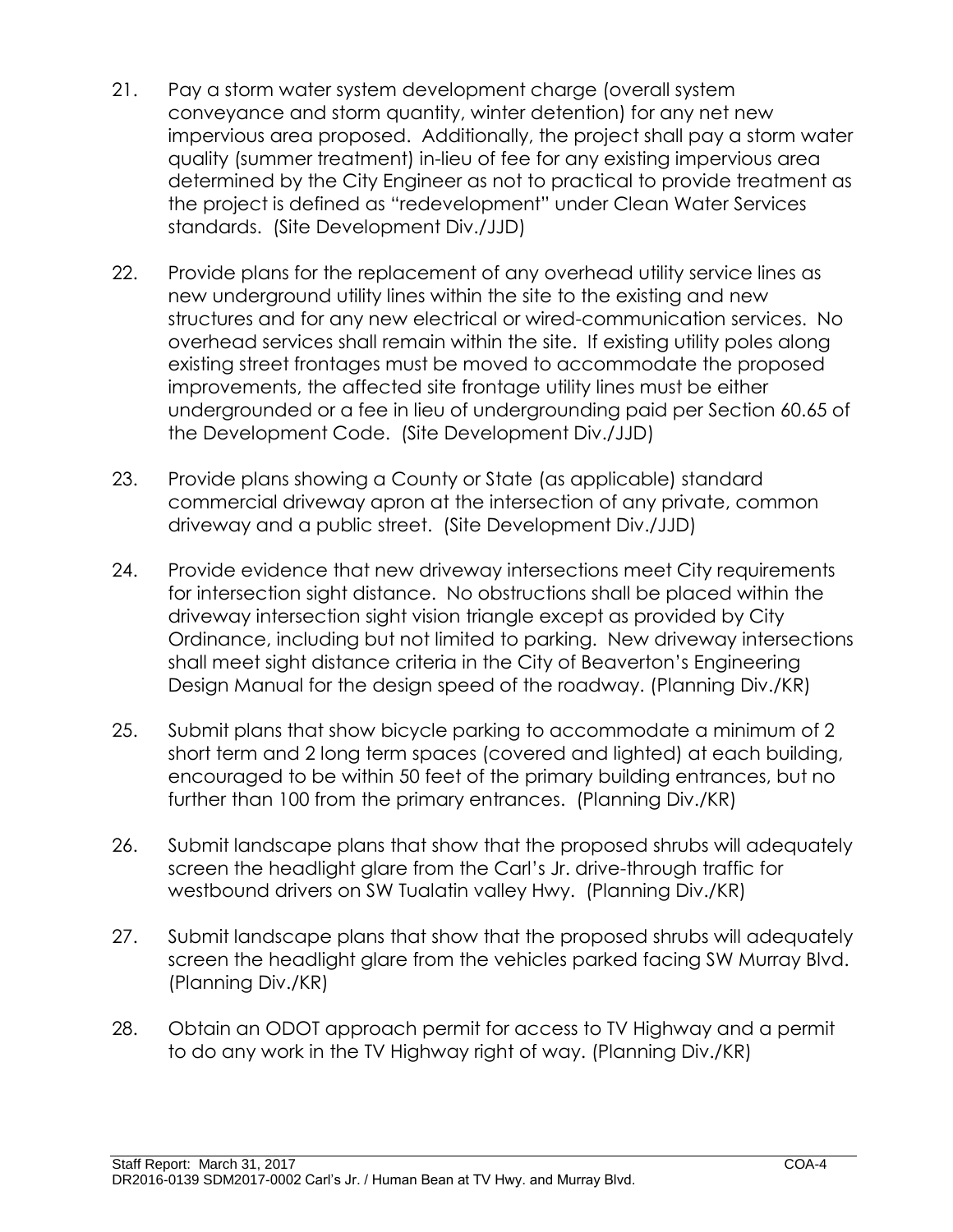21. Pay a storm water system development charge (overall system conveyance and storm quantity, winter detention) for any net new impervious area proposed. Additionally, the project shall pay a storm water quality (summer treatment) in-lieu of fee for any existing impervious area determined by the City Engineer as not to practical to provide treatment as the project is defined as "redevelopment" under Clean Water Services standards. (Site Development Div./JJD)

22. Provide plans for the replacement of any overhead utility service lines as new underground utility lines within the site to the existing and new structures and for any new electrical or wired-communication services. No overhead services shall remain within the site. If existing utility poles along existing street frontages must be moved to accommodate the proposed improvements, the affected site frontage utility lines must be either undergrounded or a fee in lieu of undergrounding paid per Section 60.65 of the Development Code. (Site Development Div./JJD)

23. Provide plans showing a County or State (as applicable) standard commercial driveway apron at the intersection of any private, common driveway and a public street. (Site Development Div./JJD)

24. Provide evidence that new driveway intersections meet City requirements for intersection sight distance. No obstructions shall be placed within the driveway intersection sight vision triangle except as provided by City Ordinance, including but not limited to parking. New driveway intersections shall meet sight distance criteria in the City of Beaverton's Engineering Design Manual for the design speed of the roadway. (Planning Div./KR)

25. Submit plans that show bicycle parking to accommodate a minimum of 2 short term and 2 long term spaces (covered and lighted) at each building, encouraged to be within 50 feet of the primary building entrances, but no further than 100 from the primary entrances. (Planning Div./KR)

26. Submit landscape plans that show that the proposed shrubs will adequately screen the headlight glare from the Carl's Jr. drive-through traffic for westbound drivers on SW Tualatin valley Hwy. (Planning Div./KR)

27. Submit landscape plans that show that the proposed shrubs will adequately screen the headlight glare from the vehicles parked facing SW Murray Blvd. (Planning Div./KR)

28. Obtain an ODOT approach permit for access to TV Highway and a permit to do any work in the TV Highway right of way. (Planning Div./KR)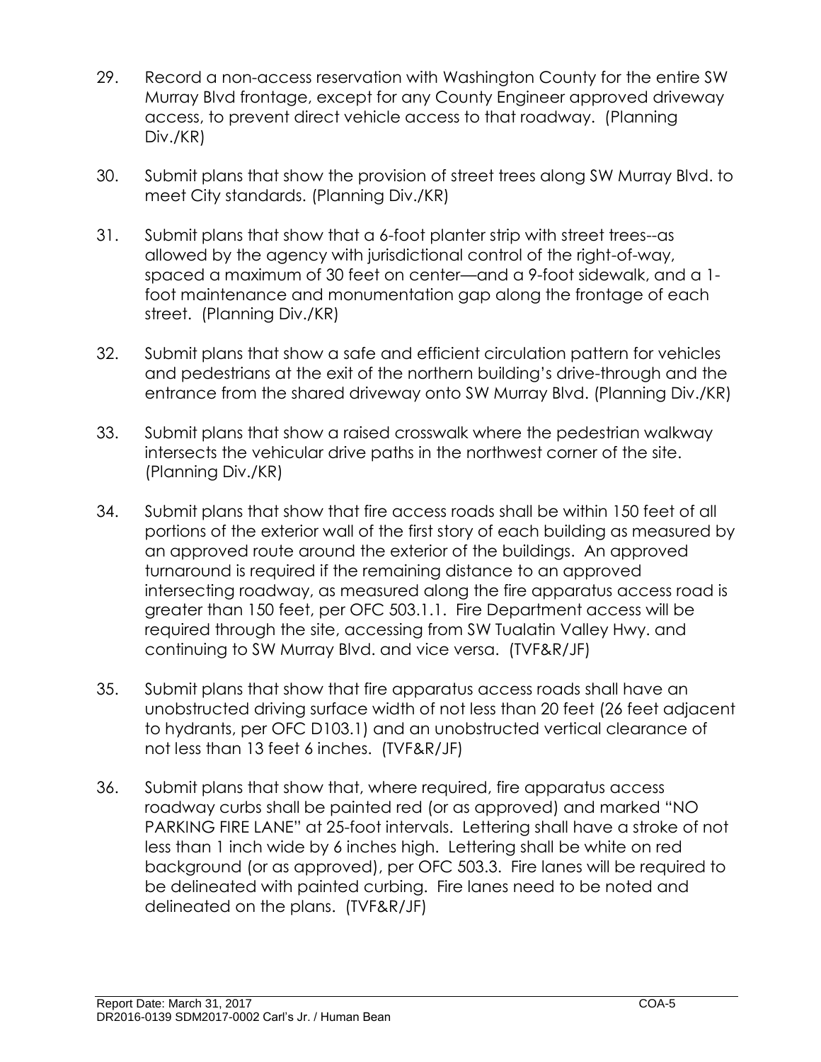29. Record a non-access reservation with Washington County for the entire SW Murray Blvd frontage, except for any County Engineer approved driveway access, to prevent direct vehicle access to that roadway. (Planning Div./KR)

30. Submit plans that show the provision of street trees along SW Murray Blvd. to meet City standards. (Planning Div./KR)

31. Submit plans that show that a 6-foot planter strip with street trees--as allowed by the agency with jurisdictional control of the right-of-way, spaced a maximum of 30 feet on center—and a 9-foot sidewalk, and a 1-foot maintenance and monumentation gap along the frontage of each street. (Planning Div./KR)

32. Submit plans that show a safe and efficient circulation pattern for vehicles and pedestrians at the exit of the northern building's drive-through and the entrance from the shared driveway onto SW Murray Blvd. (Planning Div./KR)

33. Submit plans that show a raised crosswalk where the pedestrian walkway intersects the vehicular drive paths in the northwest corner of the site. (Planning Div./KR)

34. Submit plans that show that fire access roads shall be within 150 feet of all portions of the exterior wall of the first story of each building as measured by an approved route around the exterior of the buildings. An approved turnaround is required if the remaining distance to an approved intersecting roadway, as measured along the fire apparatus access road is greater than 150 feet, per OFC 503.1.1. Fire Department access will be required through the site, accessing from SW Tualatin Valley Hwy. and continuing to SW Murray Blvd. and vice versa. (TVF&R/JF)

35. Submit plans that show that fire apparatus access roads shall have an unobstructed driving surface width of not less than 20 feet (26 feet adjacent to hydrants, per OFC D103.1) and an unobstructed vertical clearance of not less than 13 feet 6 inches. (TVF&R/JF)

36. Submit plans that show that, where required, fire apparatus access roadway curbs shall be painted red (or as approved) and marked "NO PARKING FIRE LANE" at 25-foot intervals. Lettering shall have a stroke of not less than 1 inch wide by 6 inches high. Lettering shall be white on red background (or as approved), per OFC 503.3. Fire lanes will be required to be delineated with painted curbing. Fire lanes need to be noted and delineated on the plans. (TVF&R/JF)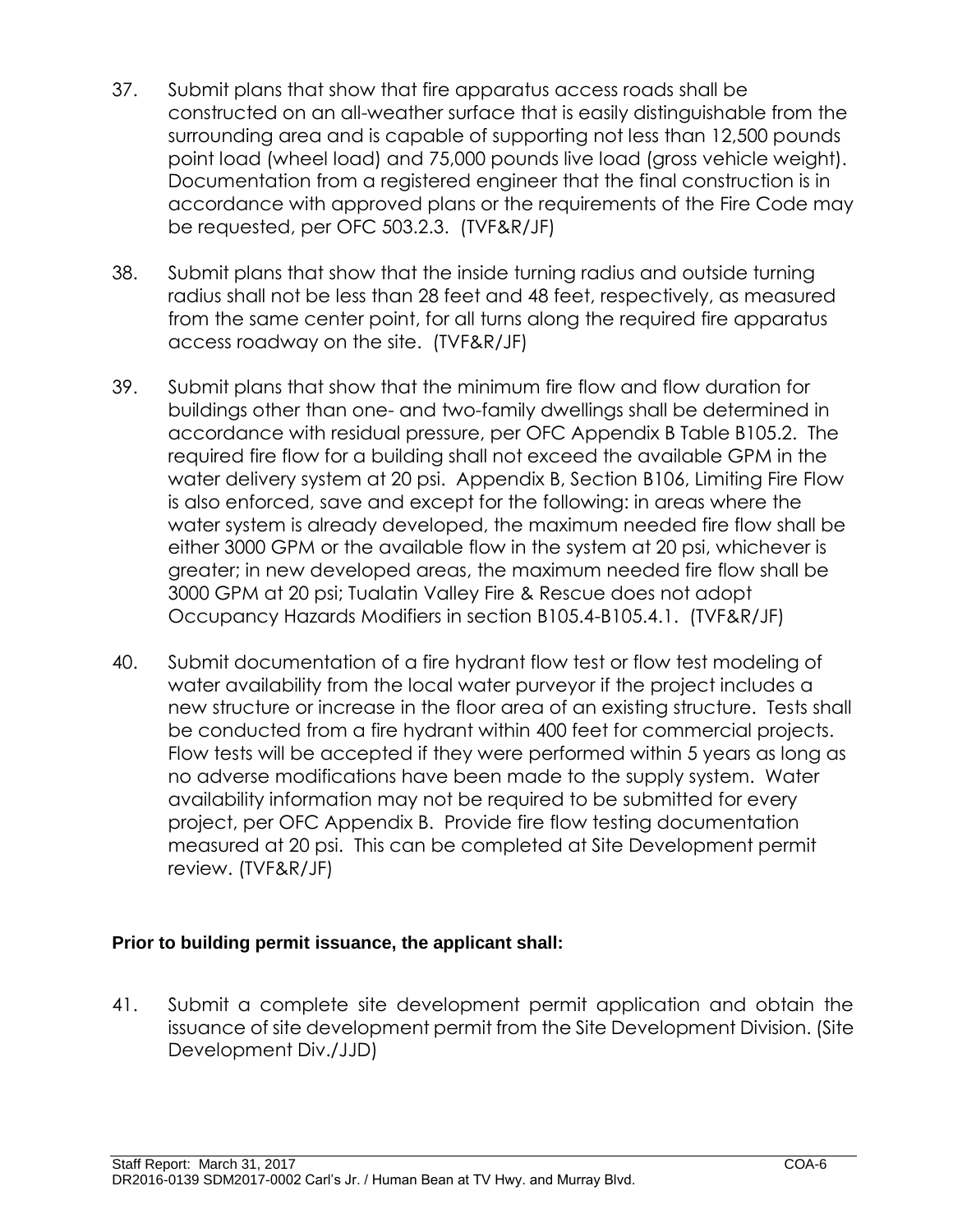37. Submit plans that show that fire apparatus access roads shall be constructed on an all-weather surface that is easily distinguishable from the surrounding area and is capable of supporting not less than 12,500 pounds point load (wheel load) and 75,000 pounds live load (gross vehicle weight). Documentation from a registered engineer that the final construction is in accordance with approved plans or the requirements of the Fire Code may be requested, per OFC 503.2.3. (TVF&R/JF)

38. Submit plans that show that the inside turning radius and outside turning radius shall not be less than 28 feet and 48 feet, respectively, as measured from the same center point, for all turns along the required fire apparatus access roadway on the site. (TVF&R/JF)

39. Submit plans that show that the minimum fire flow and flow duration for buildings other than one- and two-family dwellings shall be determined in accordance with residual pressure, per OFC Appendix B Table B105.2. The required fire flow for a building shall not exceed the available GPM in the water delivery system at 20 psi. Appendix B, Section B106, Limiting Fire Flow is also enforced, save and except for the following: in areas where the water system is already developed, the maximum needed fire flow shall be either 3000 GPM or the available flow in the system at 20 psi, whichever is greater; in new developed areas, the maximum needed fire flow shall be 3000 GPM at 20 psi; Tualatin Valley Fire & Rescue does not adopt Occupancy Hazards Modifiers in section B105.4-B105.4.1. (TVF&R/JF)

40. Submit documentation of a fire hydrant flow test or flow test modeling of water availability from the local water purveyor if the project includes a new structure or increase in the floor area of an existing structure. Tests shall be conducted from a fire hydrant within 400 feet for commercial projects. Flow tests will be accepted if they were performed within 5 years as long as no adverse modifications have been made to the supply system. Water availability information may not be required to be submitted for every project, per OFC Appendix B. Provide fire flow testing documentation measured at 20 psi. This can be completed at Site Development permit review. (TVF&R/JF)

**Prior to building permit issuance, the applicant shall:**

41. Submit a complete site development permit application and obtain the issuance of site development permit from the Site Development Division. (Site Development Div./JJD)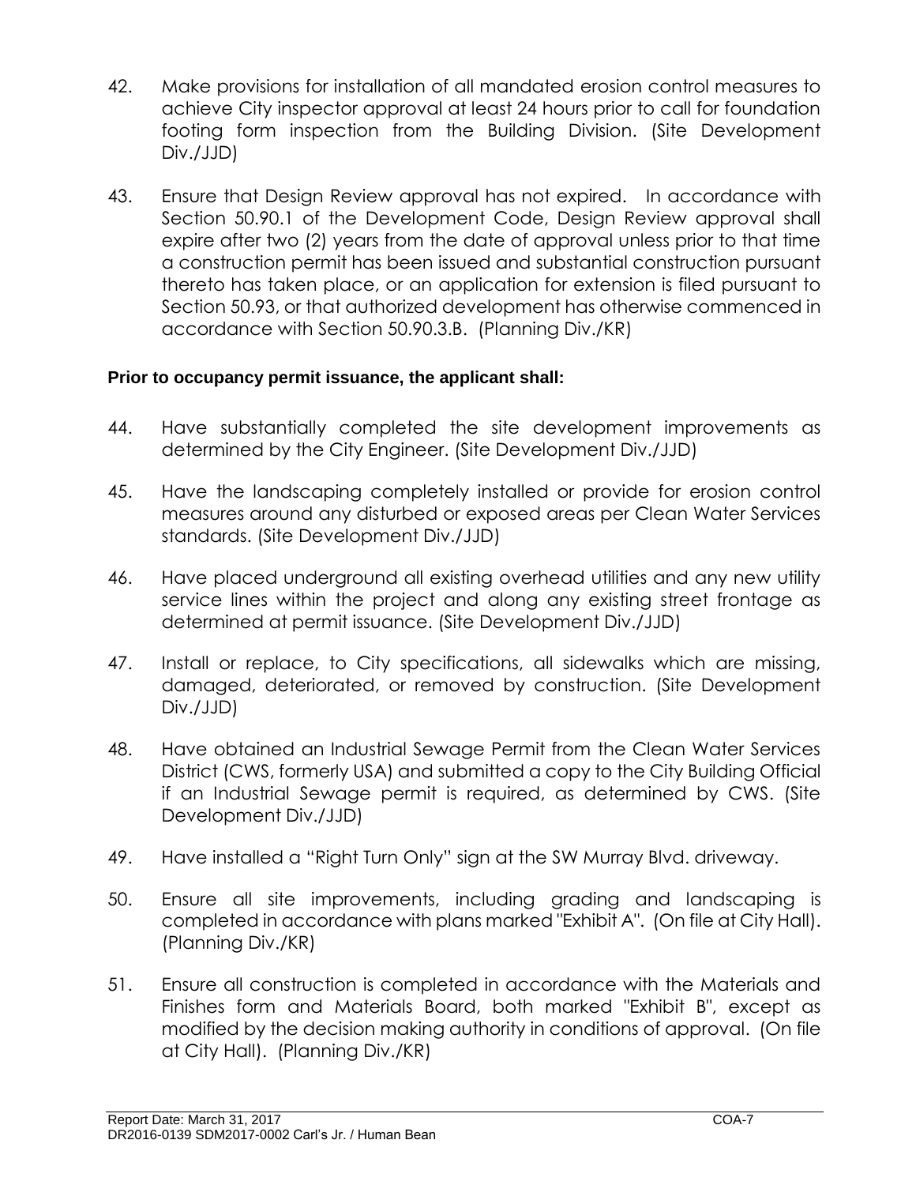42. Make provisions for installation of all mandated erosion control measures to achieve City inspector approval at least 24 hours prior to call for foundation footing form inspection from the Building Division. (Site Development Div./JJD)

43. Ensure that Design Review approval has not expired. In accordance with Section 50.90.1 of the Development Code, Design Review approval shall expire after two (2) years from the date of approval unless prior to that time a construction permit has been issued and substantial construction pursuant thereto has taken place, or an application for extension is filed pursuant to Section 50.93, or that authorized development has otherwise commenced in accordance with Section 50.90.3.B. (Planning Div./KR)

**Prior to occupancy permit issuance, the applicant shall:**

44. Have substantially completed the site development improvements as determined by the City Engineer. (Site Development Div./JJD)

45. Have the landscaping completely installed or provide for erosion control measures around any disturbed or exposed areas per Clean Water Services standards. (Site Development Div./JJD)

46. Have placed underground all existing overhead utilities and any new utility service lines within the project and along any existing street frontage as determined at permit issuance. (Site Development Div./JJD)

47. Install or replace, to City specifications, all sidewalks which are missing, damaged, deteriorated, or removed by construction. (Site Development Div./JJD)

48. Have obtained an Industrial Sewage Permit from the Clean Water Services District (CWS, formerly USA) and submitted a copy to the City Building Official if an Industrial Sewage permit is required, as determined by CWS. (Site Development Div./JJD)

49. Have installed a "Right Turn Only" sign at the SW Murray Blvd. driveway.

50. Ensure all site improvements, including grading and landscaping is completed in accordance with plans marked "Exhibit A". (On file at City Hall). (Planning Div./KR)

51. Ensure all construction is completed in accordance with the Materials and Finishes form and Materials Board, both marked "Exhibit B", except as modified by the decision making authority in conditions of approval. (On file at City Hall). (Planning Div./KR)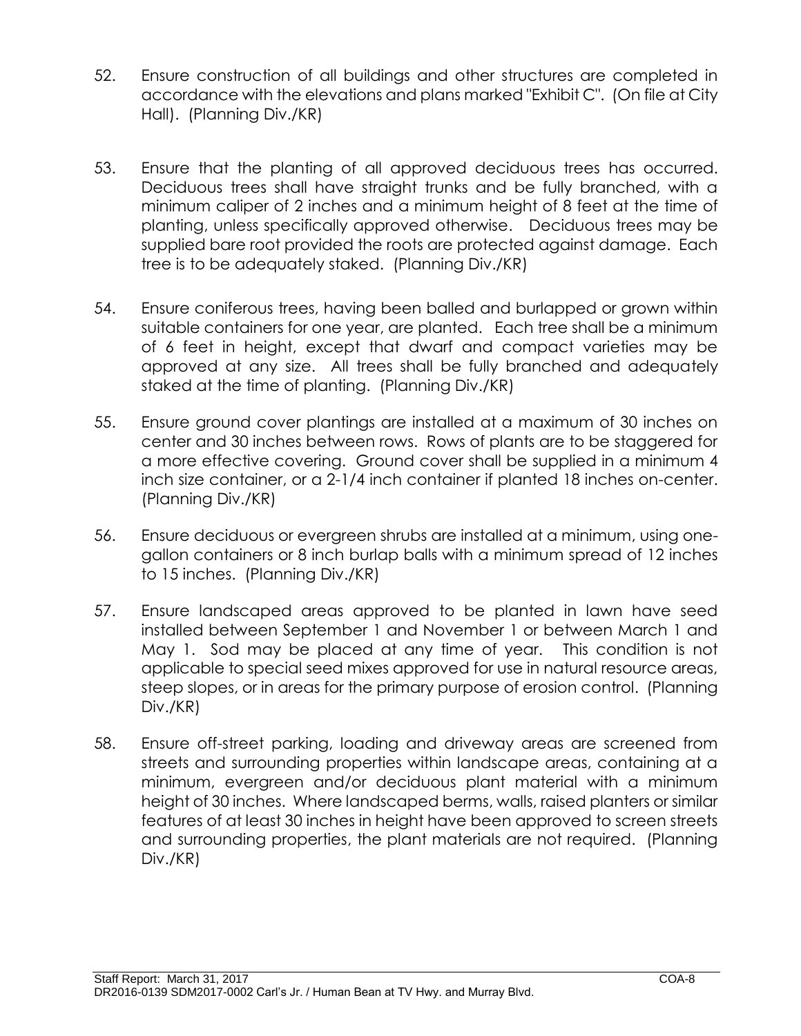52. Ensure construction of all buildings and other structures are completed in accordance with the elevations and plans marked "Exhibit C". (On file at City Hall). (Planning Div./KR)

53. Ensure that the planting of all approved deciduous trees has occurred. Deciduous trees shall have straight trunks and be fully branched, with a minimum caliper of 2 inches and a minimum height of 8 feet at the time of planting, unless specifically approved otherwise. Deciduous trees may be supplied bare root provided the roots are protected against damage. Each tree is to be adequately staked. (Planning Div./KR)

54. Ensure coniferous trees, having been balled and burlapped or grown within suitable containers for one year, are planted. Each tree shall be a minimum of 6 feet in height, except that dwarf and compact varieties may be approved at any size. All trees shall be fully branched and adequately staked at the time of planting. (Planning Div./KR)

55. Ensure ground cover plantings are installed at a maximum of 30 inches on center and 30 inches between rows. Rows of plants are to be staggered for a more effective covering. Ground cover shall be supplied in a minimum 4 inch size container, or a 2-1/4 inch container if planted 18 inches on-center. (Planning Div./KR)

56. Ensure deciduous or evergreen shrubs are installed at a minimum, using one-gallon containers or 8 inch burlap balls with a minimum spread of 12 inches to 15 inches. (Planning Div./KR)

57. Ensure landscaped areas approved to be planted in lawn have seed installed between September 1 and November 1 or between March 1 and May 1. Sod may be placed at any time of year. This condition is not applicable to special seed mixes approved for use in natural resource areas, steep slopes, or in areas for the primary purpose of erosion control. (Planning Div./KR)

58. Ensure off-street parking, loading and driveway areas are screened from streets and surrounding properties within landscape areas, containing at a minimum, evergreen and/or deciduous plant material with a minimum height of 30 inches. Where landscaped berms, walls, raised planters or similar features of at least 30 inches in height have been approved to screen streets and surrounding properties, the plant materials are not required. (Planning Div./KR)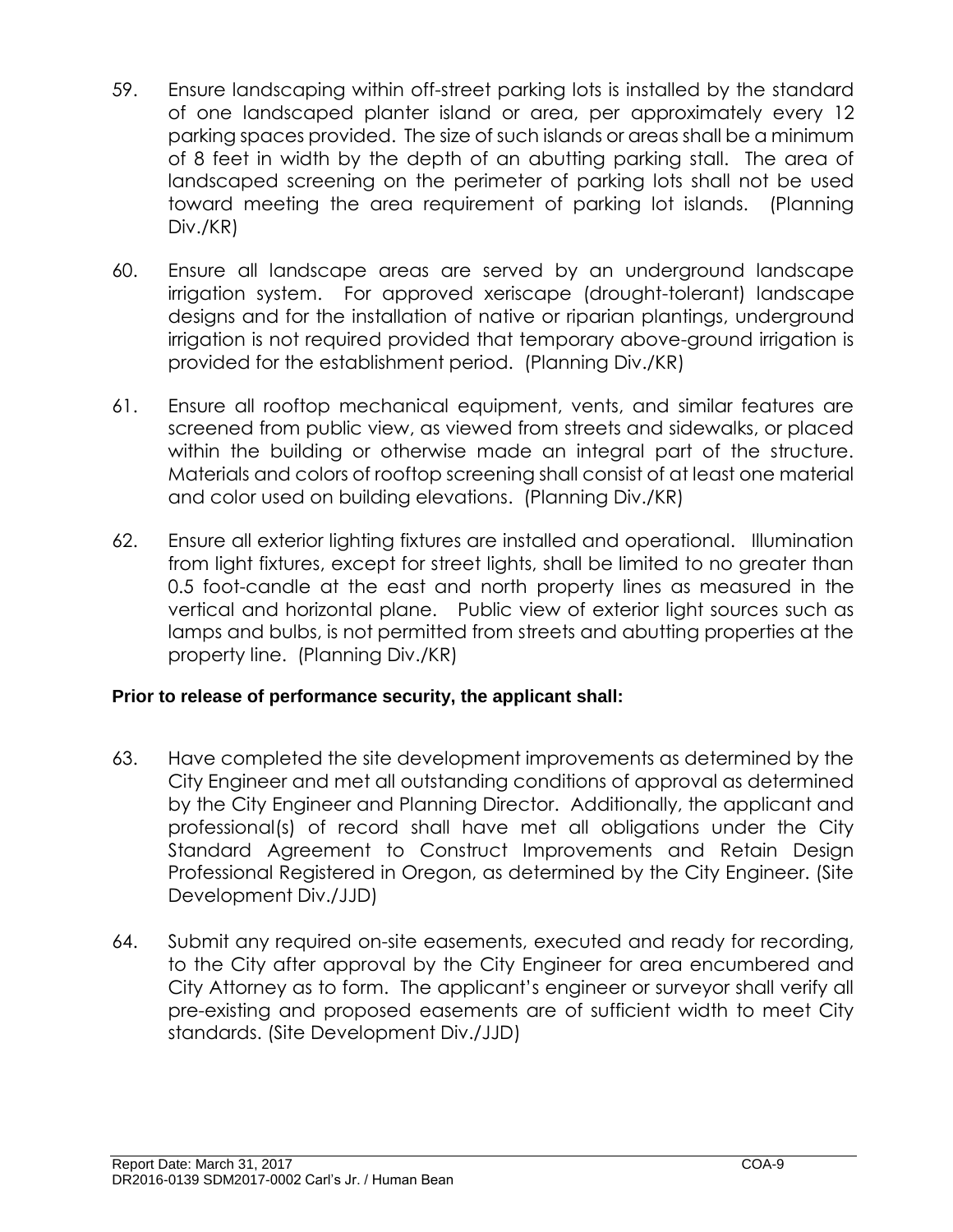59. Ensure landscaping within off-street parking lots is installed by the standard of one landscaped planter island or area, per approximately every 12 parking spaces provided. The size of such islands or areas shall be a minimum of 8 feet in width by the depth of an abutting parking stall. The area of landscaped screening on the perimeter of parking lots shall not be used toward meeting the area requirement of parking lot islands. (Planning Div./KR)

60. Ensure all landscape areas are served by an underground landscape irrigation system. For approved xeriscape (drought-tolerant) landscape designs and for the installation of native or riparian plantings, underground irrigation is not required provided that temporary above-ground irrigation is provided for the establishment period. (Planning Div./KR)

61. Ensure all rooftop mechanical equipment, vents, and similar features are screened from public view, as viewed from streets and sidewalks, or placed within the building or otherwise made an integral part of the structure. Materials and colors of rooftop screening shall consist of at least one material and color used on building elevations. (Planning Div./KR)

62. Ensure all exterior lighting fixtures are installed and operational. Illumination from light fixtures, except for street lights, shall be limited to no greater than 0.5 foot-candle at the east and north property lines as measured in the vertical and horizontal plane. Public view of exterior light sources such as lamps and bulbs, is not permitted from streets and abutting properties at the property line. (Planning Div./KR)

**Prior to release of performance security, the applicant shall:**

63. Have completed the site development improvements as determined by the City Engineer and met all outstanding conditions of approval as determined by the City Engineer and Planning Director. Additionally, the applicant and professional(s) of record shall have met all obligations under the City Standard Agreement to Construct Improvements and Retain Design Professional Registered in Oregon, as determined by the City Engineer. (Site Development Div./JJD)

64. Submit any required on-site easements, executed and ready for recording, to the City after approval by the City Engineer for area encumbered and City Attorney as to form. The applicant's engineer or surveyor shall verify all pre-existing and proposed easements are of sufficient width to meet City standards. (Site Development Div./JJD)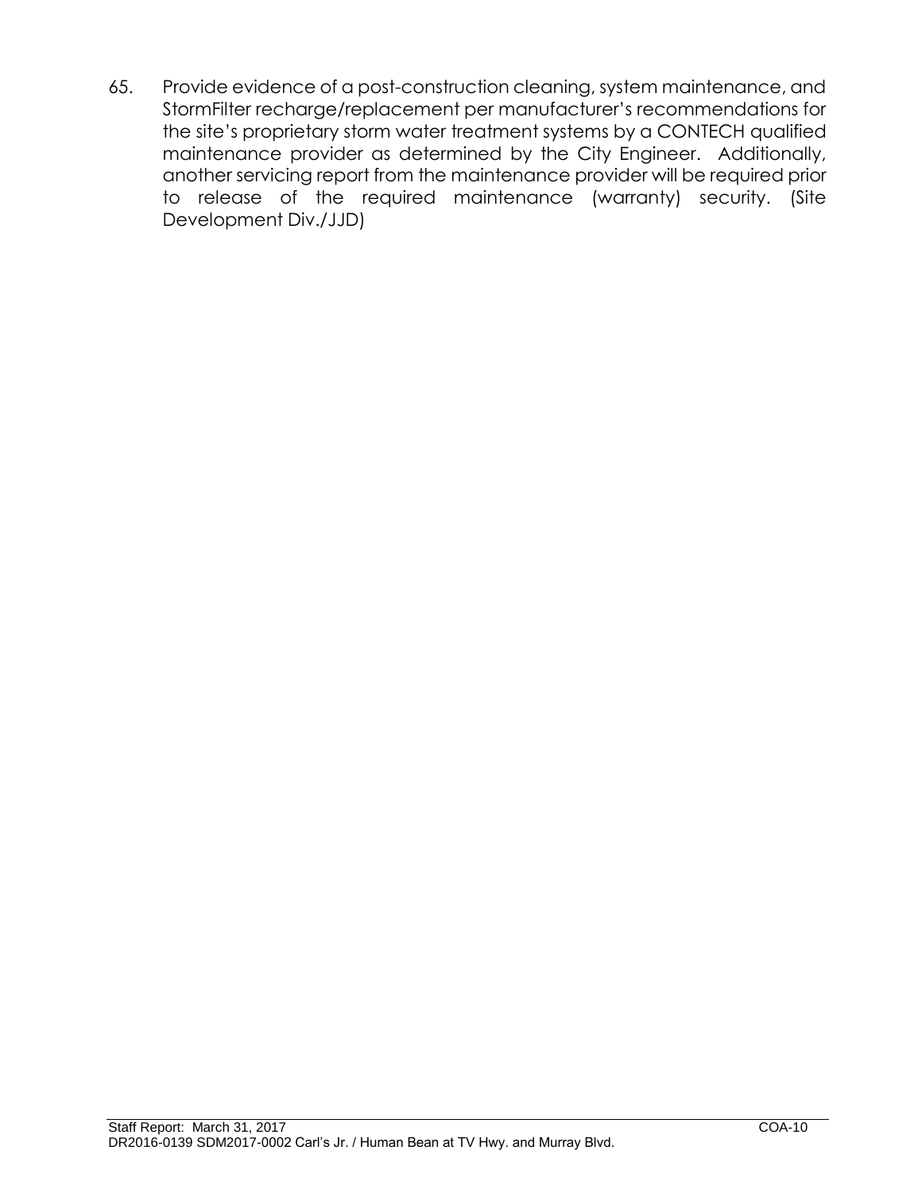65. Provide evidence of a post-construction cleaning, system maintenance, and StormFilter recharge/replacement per manufacturer's recommendations for the site's proprietary storm water treatment systems by a CONTECH qualified maintenance provider as determined by the City Engineer. Additionally, another servicing report from the maintenance provider will be required prior to release of the required maintenance (warranty) security. (Site Development Div./JJD)